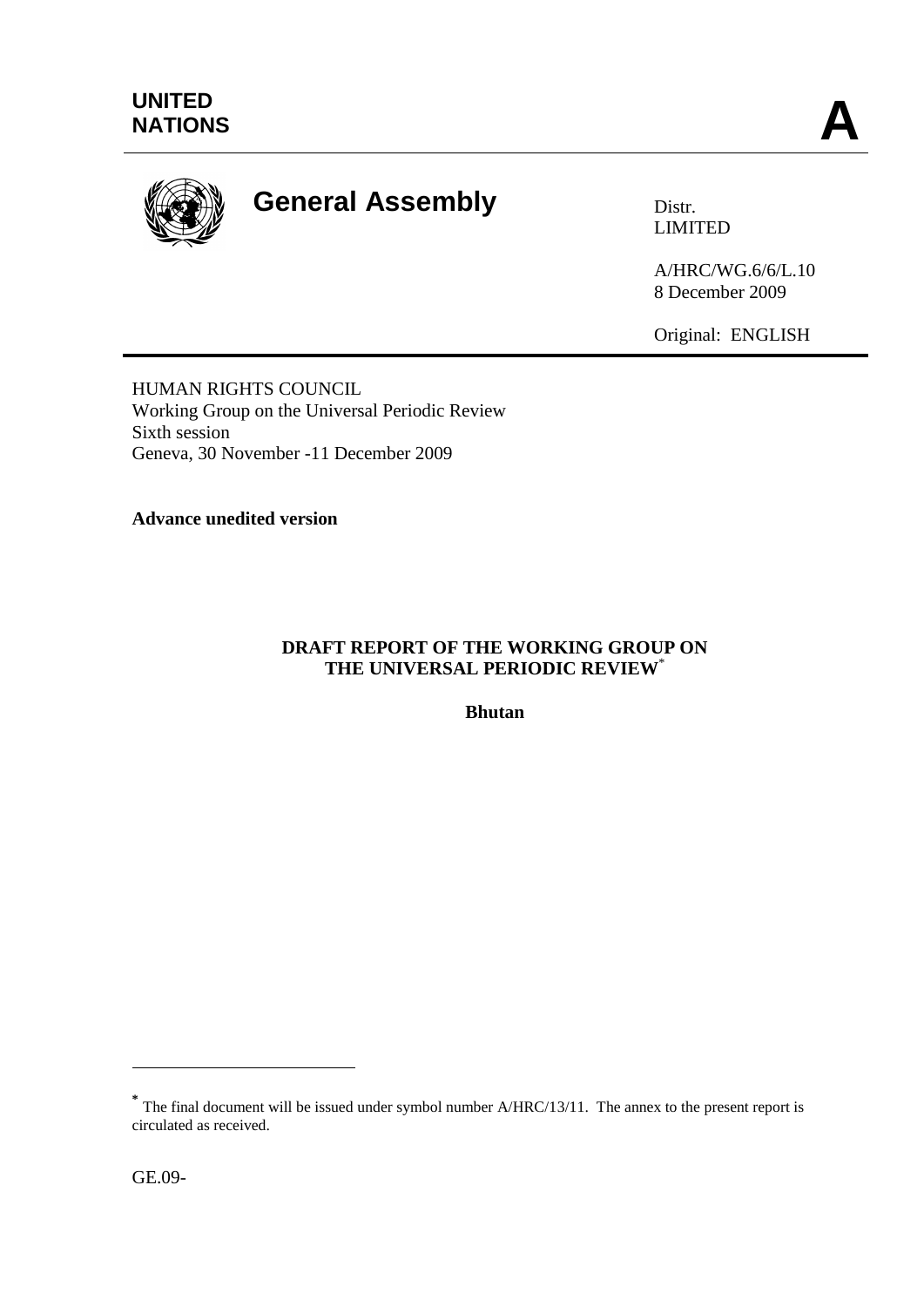UNITED NATIONS

A

# General Assembly

Distr.
LIMITED

A/HRC/WG.6/6/L.10
8 December 2009

Original: ENGLISH

HUMAN RIGHTS COUNCIL
Working Group on the Universal Periodic Review
Sixth session
Geneva, 30 November -11 December 2009

**Advance unedited version**

## DRAFT REPORT OF THE WORKING GROUP ON THE UNIVERSAL PERIODIC REVIEW*

**Bhutan**

---

\* The final document will be issued under symbol number A/HRC/13/11. The annex to the present report is circulated as received.

GE.09-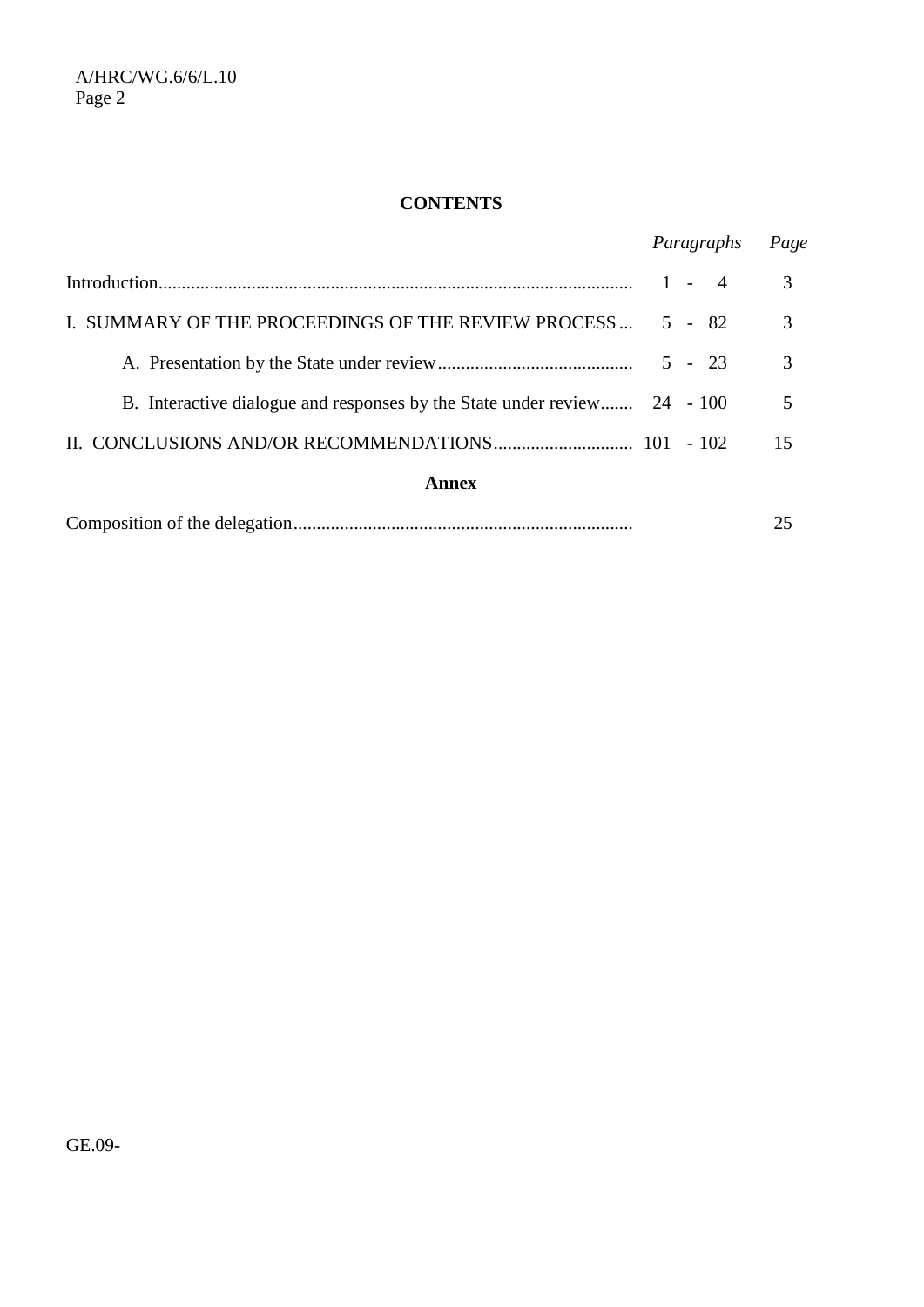# CONTENTS

| | *Paragraphs* | *Page* |
|---|---|---|
| Introduction | 1 - 4 | 3 |
| I. SUMMARY OF THE PROCEEDINGS OF THE REVIEW PROCESS | 5 - 82 | 3 |
| A. Presentation by the State under review | 5 - 23 | 3 |
| B. Interactive dialogue and responses by the State under review | 24 - 100 | 5 |
| II. CONCLUSIONS AND/OR RECOMMENDATIONS | 101 - 102 | 15 |

**Annex**

| | | |
|---|---|---|
| Composition of the delegation | | 25 |

GE.09-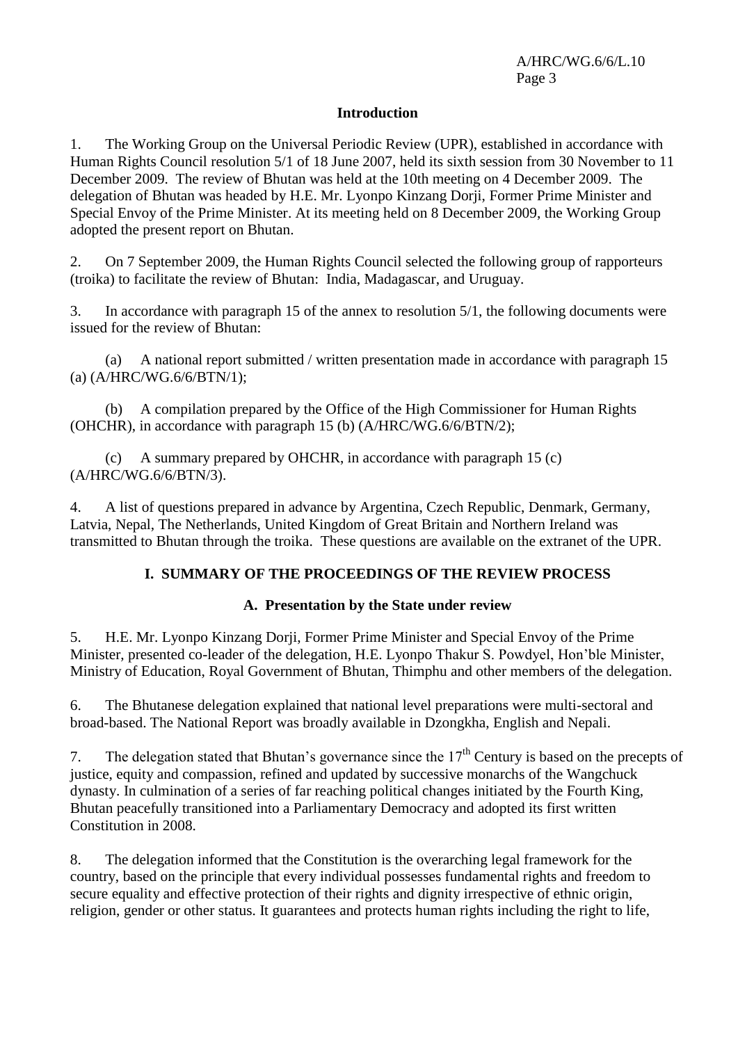## Introduction

1. The Working Group on the Universal Periodic Review (UPR), established in accordance with Human Rights Council resolution 5/1 of 18 June 2007, held its sixth session from 30 November to 11 December 2009. The review of Bhutan was held at the 10th meeting on 4 December 2009. The delegation of Bhutan was headed by H.E. Mr. Lyonpo Kinzang Dorji, Former Prime Minister and Special Envoy of the Prime Minister. At its meeting held on 8 December 2009, the Working Group adopted the present report on Bhutan.

2. On 7 September 2009, the Human Rights Council selected the following group of rapporteurs (troika) to facilitate the review of Bhutan: India, Madagascar, and Uruguay.

3. In accordance with paragraph 15 of the annex to resolution 5/1, the following documents were issued for the review of Bhutan:

(a) A national report submitted / written presentation made in accordance with paragraph 15 (a) (A/HRC/WG.6/6/BTN/1);

(b) A compilation prepared by the Office of the High Commissioner for Human Rights (OHCHR), in accordance with paragraph 15 (b) (A/HRC/WG.6/6/BTN/2);

(c) A summary prepared by OHCHR, in accordance with paragraph 15 (c) (A/HRC/WG.6/6/BTN/3).

4. A list of questions prepared in advance by Argentina, Czech Republic, Denmark, Germany, Latvia, Nepal, The Netherlands, United Kingdom of Great Britain and Northern Ireland was transmitted to Bhutan through the troika. These questions are available on the extranet of the UPR.

## I. SUMMARY OF THE PROCEEDINGS OF THE REVIEW PROCESS

### A. Presentation by the State under review

5. H.E. Mr. Lyonpo Kinzang Dorji, Former Prime Minister and Special Envoy of the Prime Minister, presented co-leader of the delegation, H.E. Lyonpo Thakur S. Powdyel, Hon'ble Minister, Ministry of Education, Royal Government of Bhutan, Thimphu and other members of the delegation.

6. The Bhutanese delegation explained that national level preparations were multi-sectoral and broad-based. The National Report was broadly available in Dzongkha, English and Nepali.

7. The delegation stated that Bhutan's governance since the 17th Century is based on the precepts of justice, equity and compassion, refined and updated by successive monarchs of the Wangchuck dynasty. In culmination of a series of far reaching political changes initiated by the Fourth King, Bhutan peacefully transitioned into a Parliamentary Democracy and adopted its first written Constitution in 2008.

8. The delegation informed that the Constitution is the overarching legal framework for the country, based on the principle that every individual possesses fundamental rights and freedom to secure equality and effective protection of their rights and dignity irrespective of ethnic origin, religion, gender or other status. It guarantees and protects human rights including the right to life,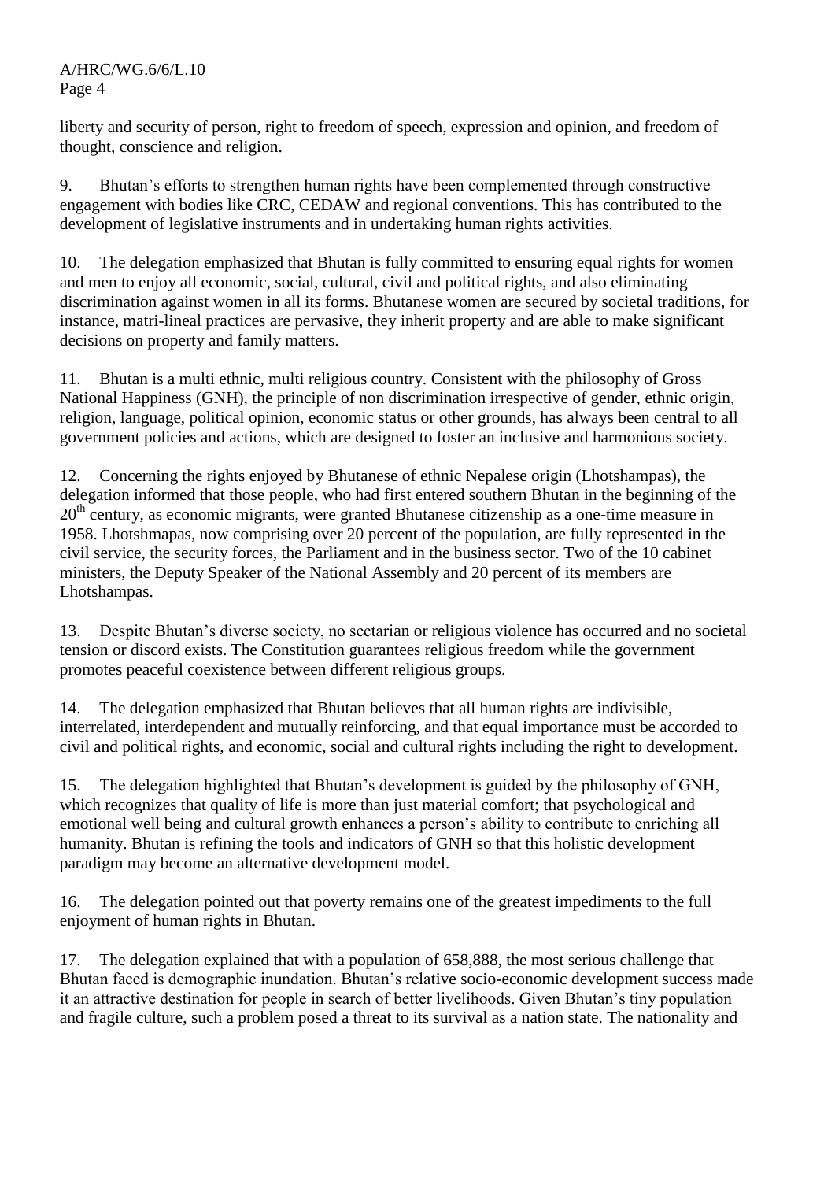liberty and security of person, right to freedom of speech, expression and opinion, and freedom of thought, conscience and religion.

9. Bhutan's efforts to strengthen human rights have been complemented through constructive engagement with bodies like CRC, CEDAW and regional conventions. This has contributed to the development of legislative instruments and in undertaking human rights activities.

10. The delegation emphasized that Bhutan is fully committed to ensuring equal rights for women and men to enjoy all economic, social, cultural, civil and political rights, and also eliminating discrimination against women in all its forms. Bhutanese women are secured by societal traditions, for instance, matri-lineal practices are pervasive, they inherit property and are able to make significant decisions on property and family matters.

11. Bhutan is a multi ethnic, multi religious country. Consistent with the philosophy of Gross National Happiness (GNH), the principle of non discrimination irrespective of gender, ethnic origin, religion, language, political opinion, economic status or other grounds, has always been central to all government policies and actions, which are designed to foster an inclusive and harmonious society.

12. Concerning the rights enjoyed by Bhutanese of ethnic Nepalese origin (Lhotshampas), the delegation informed that those people, who had first entered southern Bhutan in the beginning of the 20th century, as economic migrants, were granted Bhutanese citizenship as a one-time measure in 1958. Lhotshmapas, now comprising over 20 percent of the population, are fully represented in the civil service, the security forces, the Parliament and in the business sector. Two of the 10 cabinet ministers, the Deputy Speaker of the National Assembly and 20 percent of its members are Lhotshampas.

13. Despite Bhutan's diverse society, no sectarian or religious violence has occurred and no societal tension or discord exists. The Constitution guarantees religious freedom while the government promotes peaceful coexistence between different religious groups.

14. The delegation emphasized that Bhutan believes that all human rights are indivisible, interrelated, interdependent and mutually reinforcing, and that equal importance must be accorded to civil and political rights, and economic, social and cultural rights including the right to development.

15. The delegation highlighted that Bhutan's development is guided by the philosophy of GNH, which recognizes that quality of life is more than just material comfort; that psychological and emotional well being and cultural growth enhances a person's ability to contribute to enriching all humanity. Bhutan is refining the tools and indicators of GNH so that this holistic development paradigm may become an alternative development model.

16. The delegation pointed out that poverty remains one of the greatest impediments to the full enjoyment of human rights in Bhutan.

17. The delegation explained that with a population of 658,888, the most serious challenge that Bhutan faced is demographic inundation. Bhutan's relative socio-economic development success made it an attractive destination for people in search of better livelihoods. Given Bhutan's tiny population and fragile culture, such a problem posed a threat to its survival as a nation state. The nationality and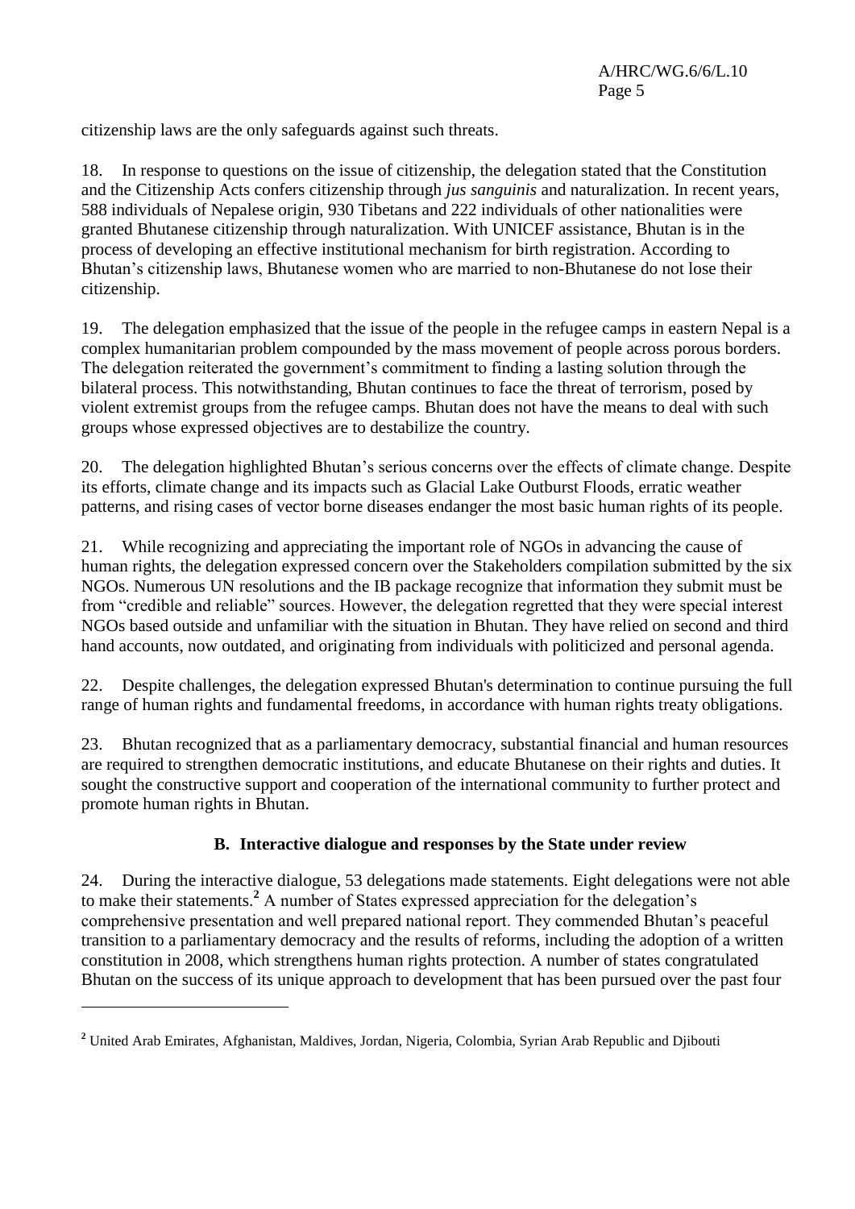citizenship laws are the only safeguards against such threats.

18. In response to questions on the issue of citizenship, the delegation stated that the Constitution and the Citizenship Acts confers citizenship through *jus sanguinis* and naturalization. In recent years, 588 individuals of Nepalese origin, 930 Tibetans and 222 individuals of other nationalities were granted Bhutanese citizenship through naturalization. With UNICEF assistance, Bhutan is in the process of developing an effective institutional mechanism for birth registration. According to Bhutan's citizenship laws, Bhutanese women who are married to non-Bhutanese do not lose their citizenship.

19. The delegation emphasized that the issue of the people in the refugee camps in eastern Nepal is a complex humanitarian problem compounded by the mass movement of people across porous borders. The delegation reiterated the government's commitment to finding a lasting solution through the bilateral process. This notwithstanding, Bhutan continues to face the threat of terrorism, posed by violent extremist groups from the refugee camps. Bhutan does not have the means to deal with such groups whose expressed objectives are to destabilize the country.

20. The delegation highlighted Bhutan's serious concerns over the effects of climate change. Despite its efforts, climate change and its impacts such as Glacial Lake Outburst Floods, erratic weather patterns, and rising cases of vector borne diseases endanger the most basic human rights of its people.

21. While recognizing and appreciating the important role of NGOs in advancing the cause of human rights, the delegation expressed concern over the Stakeholders compilation submitted by the six NGOs. Numerous UN resolutions and the IB package recognize that information they submit must be from "credible and reliable" sources. However, the delegation regretted that they were special interest NGOs based outside and unfamiliar with the situation in Bhutan. They have relied on second and third hand accounts, now outdated, and originating from individuals with politicized and personal agenda.

22. Despite challenges, the delegation expressed Bhutan's determination to continue pursuing the full range of human rights and fundamental freedoms, in accordance with human rights treaty obligations.

23. Bhutan recognized that as a parliamentary democracy, substantial financial and human resources are required to strengthen democratic institutions, and educate Bhutanese on their rights and duties. It sought the constructive support and cooperation of the international community to further protect and promote human rights in Bhutan.

### B. Interactive dialogue and responses by the State under review

24. During the interactive dialogue, 53 delegations made statements. Eight delegations were not able to make their statements.[2] A number of States expressed appreciation for the delegation's comprehensive presentation and well prepared national report. They commended Bhutan's peaceful transition to a parliamentary democracy and the results of reforms, including the adoption of a written constitution in 2008, which strengthens human rights protection. A number of states congratulated Bhutan on the success of its unique approach to development that has been pursued over the past four

[2] United Arab Emirates, Afghanistan, Maldives, Jordan, Nigeria, Colombia, Syrian Arab Republic and Djibouti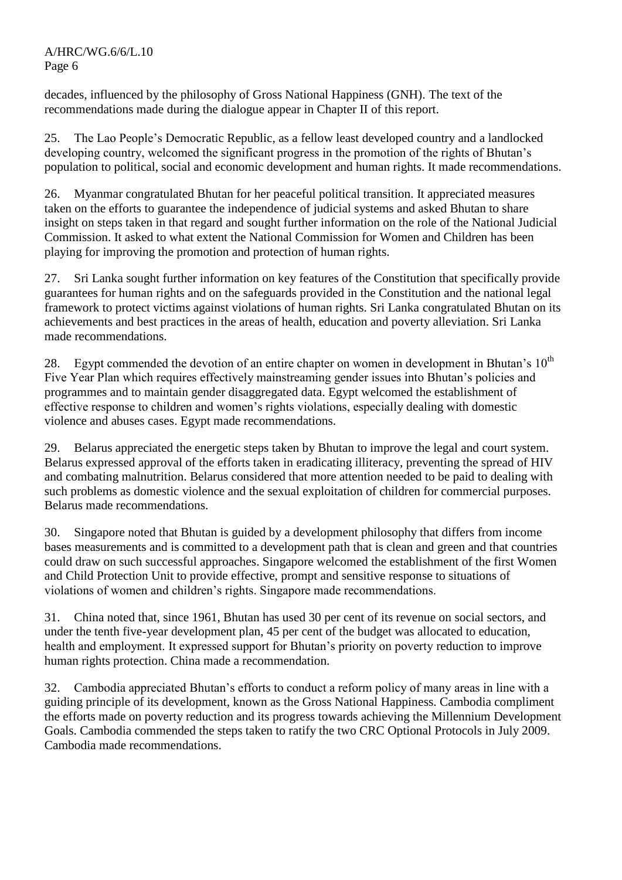decades, influenced by the philosophy of Gross National Happiness (GNH). The text of the recommendations made during the dialogue appear in Chapter II of this report.

25. The Lao People's Democratic Republic, as a fellow least developed country and a landlocked developing country, welcomed the significant progress in the promotion of the rights of Bhutan's population to political, social and economic development and human rights. It made recommendations.

26. Myanmar congratulated Bhutan for her peaceful political transition. It appreciated measures taken on the efforts to guarantee the independence of judicial systems and asked Bhutan to share insight on steps taken in that regard and sought further information on the role of the National Judicial Commission. It asked to what extent the National Commission for Women and Children has been playing for improving the promotion and protection of human rights.

27. Sri Lanka sought further information on key features of the Constitution that specifically provide guarantees for human rights and on the safeguards provided in the Constitution and the national legal framework to protect victims against violations of human rights. Sri Lanka congratulated Bhutan on its achievements and best practices in the areas of health, education and poverty alleviation. Sri Lanka made recommendations.

28. Egypt commended the devotion of an entire chapter on women in development in Bhutan's 10th Five Year Plan which requires effectively mainstreaming gender issues into Bhutan's policies and programmes and to maintain gender disaggregated data. Egypt welcomed the establishment of effective response to children and women's rights violations, especially dealing with domestic violence and abuses cases. Egypt made recommendations.

29. Belarus appreciated the energetic steps taken by Bhutan to improve the legal and court system. Belarus expressed approval of the efforts taken in eradicating illiteracy, preventing the spread of HIV and combating malnutrition. Belarus considered that more attention needed to be paid to dealing with such problems as domestic violence and the sexual exploitation of children for commercial purposes. Belarus made recommendations.

30. Singapore noted that Bhutan is guided by a development philosophy that differs from income bases measurements and is committed to a development path that is clean and green and that countries could draw on such successful approaches. Singapore welcomed the establishment of the first Women and Child Protection Unit to provide effective, prompt and sensitive response to situations of violations of women and children's rights. Singapore made recommendations.

31. China noted that, since 1961, Bhutan has used 30 per cent of its revenue on social sectors, and under the tenth five-year development plan, 45 per cent of the budget was allocated to education, health and employment. It expressed support for Bhutan's priority on poverty reduction to improve human rights protection. China made a recommendation.

32. Cambodia appreciated Bhutan's efforts to conduct a reform policy of many areas in line with a guiding principle of its development, known as the Gross National Happiness. Cambodia compliment the efforts made on poverty reduction and its progress towards achieving the Millennium Development Goals. Cambodia commended the steps taken to ratify the two CRC Optional Protocols in July 2009. Cambodia made recommendations.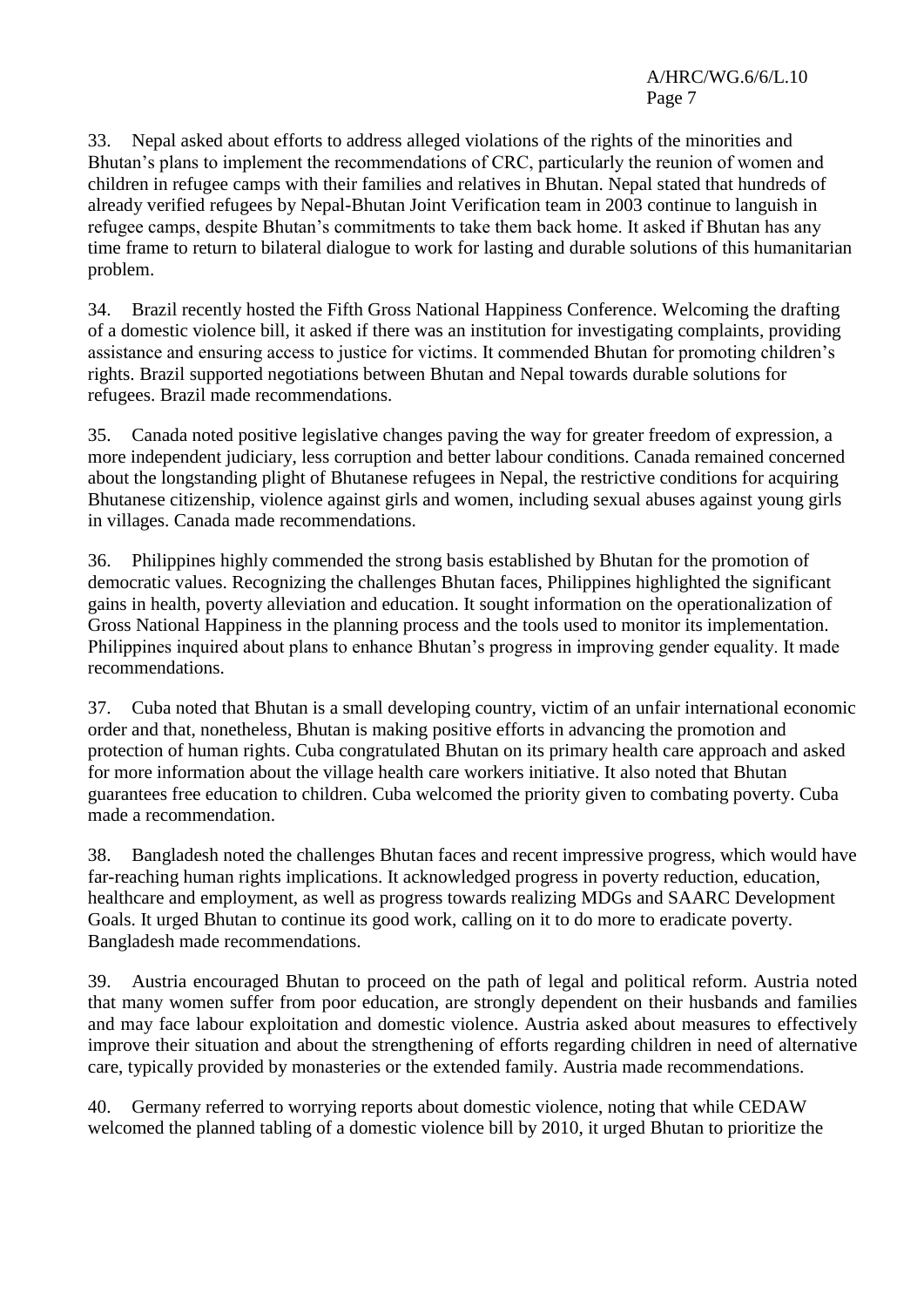33. Nepal asked about efforts to address alleged violations of the rights of the minorities and Bhutan's plans to implement the recommendations of CRC, particularly the reunion of women and children in refugee camps with their families and relatives in Bhutan. Nepal stated that hundreds of already verified refugees by Nepal-Bhutan Joint Verification team in 2003 continue to languish in refugee camps, despite Bhutan's commitments to take them back home. It asked if Bhutan has any time frame to return to bilateral dialogue to work for lasting and durable solutions of this humanitarian problem.

34. Brazil recently hosted the Fifth Gross National Happiness Conference. Welcoming the drafting of a domestic violence bill, it asked if there was an institution for investigating complaints, providing assistance and ensuring access to justice for victims. It commended Bhutan for promoting children's rights. Brazil supported negotiations between Bhutan and Nepal towards durable solutions for refugees. Brazil made recommendations.

35. Canada noted positive legislative changes paving the way for greater freedom of expression, a more independent judiciary, less corruption and better labour conditions. Canada remained concerned about the longstanding plight of Bhutanese refugees in Nepal, the restrictive conditions for acquiring Bhutanese citizenship, violence against girls and women, including sexual abuses against young girls in villages. Canada made recommendations.

36. Philippines highly commended the strong basis established by Bhutan for the promotion of democratic values. Recognizing the challenges Bhutan faces, Philippines highlighted the significant gains in health, poverty alleviation and education. It sought information on the operationalization of Gross National Happiness in the planning process and the tools used to monitor its implementation. Philippines inquired about plans to enhance Bhutan's progress in improving gender equality. It made recommendations.

37. Cuba noted that Bhutan is a small developing country, victim of an unfair international economic order and that, nonetheless, Bhutan is making positive efforts in advancing the promotion and protection of human rights. Cuba congratulated Bhutan on its primary health care approach and asked for more information about the village health care workers initiative. It also noted that Bhutan guarantees free education to children. Cuba welcomed the priority given to combating poverty. Cuba made a recommendation.

38. Bangladesh noted the challenges Bhutan faces and recent impressive progress, which would have far-reaching human rights implications. It acknowledged progress in poverty reduction, education, healthcare and employment, as well as progress towards realizing MDGs and SAARC Development Goals. It urged Bhutan to continue its good work, calling on it to do more to eradicate poverty. Bangladesh made recommendations.

39. Austria encouraged Bhutan to proceed on the path of legal and political reform. Austria noted that many women suffer from poor education, are strongly dependent on their husbands and families and may face labour exploitation and domestic violence. Austria asked about measures to effectively improve their situation and about the strengthening of efforts regarding children in need of alternative care, typically provided by monasteries or the extended family. Austria made recommendations.

40. Germany referred to worrying reports about domestic violence, noting that while CEDAW welcomed the planned tabling of a domestic violence bill by 2010, it urged Bhutan to prioritize the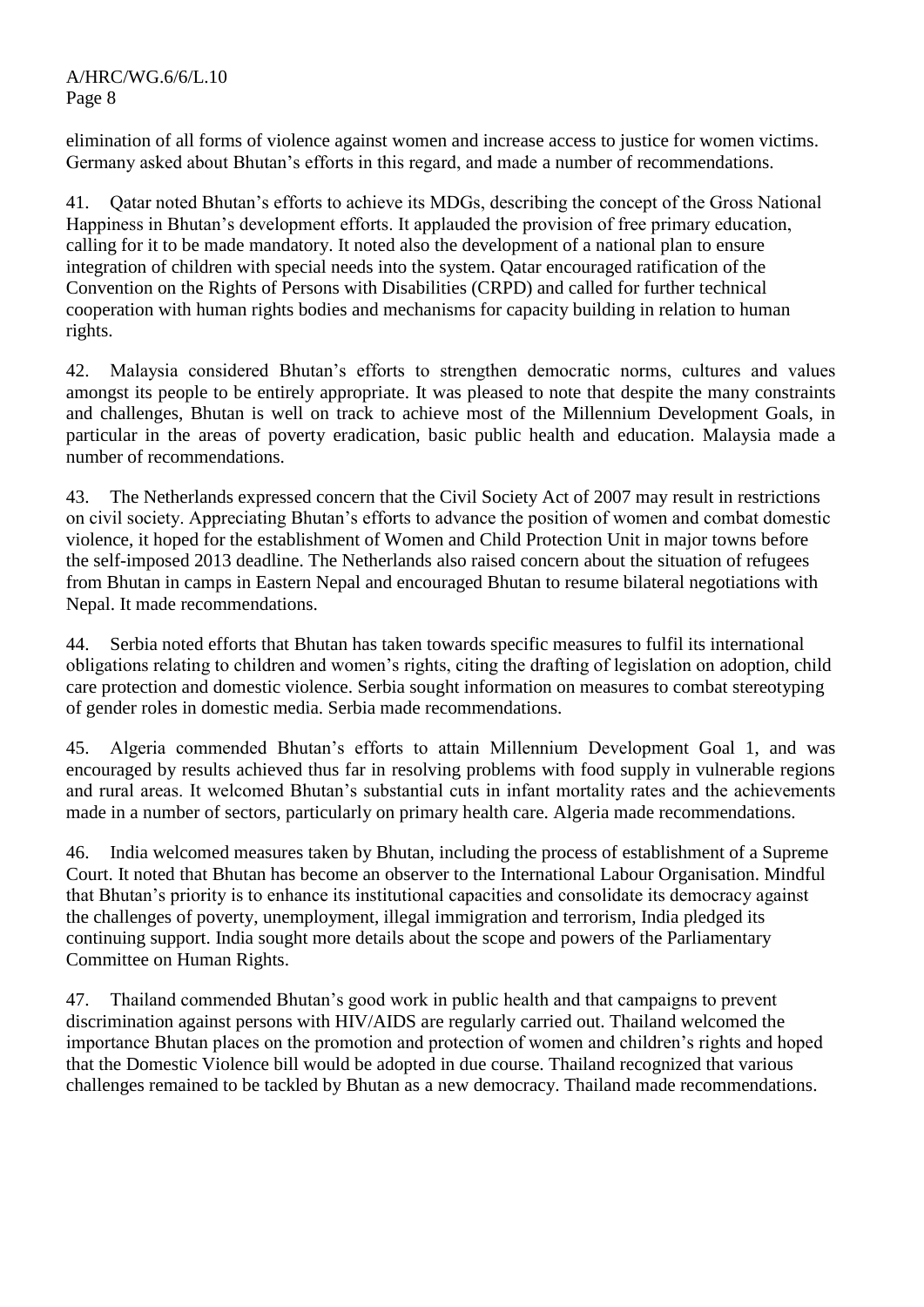elimination of all forms of violence against women and increase access to justice for women victims. Germany asked about Bhutan's efforts in this regard, and made a number of recommendations.

41. Qatar noted Bhutan's efforts to achieve its MDGs, describing the concept of the Gross National Happiness in Bhutan's development efforts. It applauded the provision of free primary education, calling for it to be made mandatory. It noted also the development of a national plan to ensure integration of children with special needs into the system. Qatar encouraged ratification of the Convention on the Rights of Persons with Disabilities (CRPD) and called for further technical cooperation with human rights bodies and mechanisms for capacity building in relation to human rights.

42. Malaysia considered Bhutan's efforts to strengthen democratic norms, cultures and values amongst its people to be entirely appropriate. It was pleased to note that despite the many constraints and challenges, Bhutan is well on track to achieve most of the Millennium Development Goals, in particular in the areas of poverty eradication, basic public health and education. Malaysia made a number of recommendations.

43. The Netherlands expressed concern that the Civil Society Act of 2007 may result in restrictions on civil society. Appreciating Bhutan's efforts to advance the position of women and combat domestic violence, it hoped for the establishment of Women and Child Protection Unit in major towns before the self-imposed 2013 deadline. The Netherlands also raised concern about the situation of refugees from Bhutan in camps in Eastern Nepal and encouraged Bhutan to resume bilateral negotiations with Nepal. It made recommendations.

44. Serbia noted efforts that Bhutan has taken towards specific measures to fulfil its international obligations relating to children and women's rights, citing the drafting of legislation on adoption, child care protection and domestic violence. Serbia sought information on measures to combat stereotyping of gender roles in domestic media. Serbia made recommendations.

45. Algeria commended Bhutan's efforts to attain Millennium Development Goal 1, and was encouraged by results achieved thus far in resolving problems with food supply in vulnerable regions and rural areas. It welcomed Bhutan's substantial cuts in infant mortality rates and the achievements made in a number of sectors, particularly on primary health care. Algeria made recommendations.

46. India welcomed measures taken by Bhutan, including the process of establishment of a Supreme Court. It noted that Bhutan has become an observer to the International Labour Organisation. Mindful that Bhutan's priority is to enhance its institutional capacities and consolidate its democracy against the challenges of poverty, unemployment, illegal immigration and terrorism, India pledged its continuing support. India sought more details about the scope and powers of the Parliamentary Committee on Human Rights.

47. Thailand commended Bhutan's good work in public health and that campaigns to prevent discrimination against persons with HIV/AIDS are regularly carried out. Thailand welcomed the importance Bhutan places on the promotion and protection of women and children's rights and hoped that the Domestic Violence bill would be adopted in due course. Thailand recognized that various challenges remained to be tackled by Bhutan as a new democracy. Thailand made recommendations.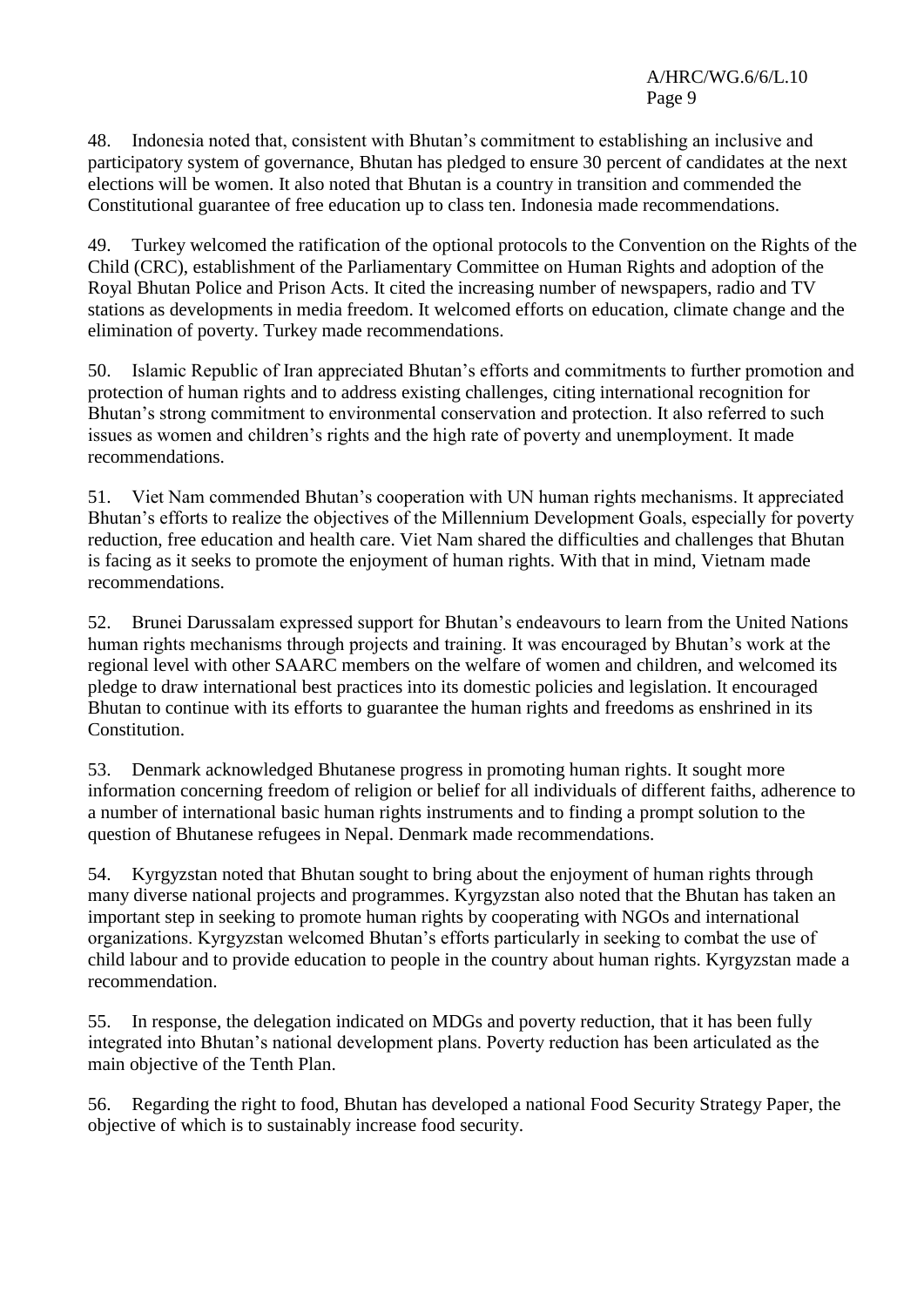48. Indonesia noted that, consistent with Bhutan's commitment to establishing an inclusive and participatory system of governance, Bhutan has pledged to ensure 30 percent of candidates at the next elections will be women. It also noted that Bhutan is a country in transition and commended the Constitutional guarantee of free education up to class ten. Indonesia made recommendations.

49. Turkey welcomed the ratification of the optional protocols to the Convention on the Rights of the Child (CRC), establishment of the Parliamentary Committee on Human Rights and adoption of the Royal Bhutan Police and Prison Acts. It cited the increasing number of newspapers, radio and TV stations as developments in media freedom. It welcomed efforts on education, climate change and the elimination of poverty. Turkey made recommendations.

50. Islamic Republic of Iran appreciated Bhutan's efforts and commitments to further promotion and protection of human rights and to address existing challenges, citing international recognition for Bhutan's strong commitment to environmental conservation and protection. It also referred to such issues as women and children's rights and the high rate of poverty and unemployment. It made recommendations.

51. Viet Nam commended Bhutan's cooperation with UN human rights mechanisms. It appreciated Bhutan's efforts to realize the objectives of the Millennium Development Goals, especially for poverty reduction, free education and health care. Viet Nam shared the difficulties and challenges that Bhutan is facing as it seeks to promote the enjoyment of human rights. With that in mind, Vietnam made recommendations.

52. Brunei Darussalam expressed support for Bhutan's endeavours to learn from the United Nations human rights mechanisms through projects and training. It was encouraged by Bhutan's work at the regional level with other SAARC members on the welfare of women and children, and welcomed its pledge to draw international best practices into its domestic policies and legislation. It encouraged Bhutan to continue with its efforts to guarantee the human rights and freedoms as enshrined in its Constitution.

53. Denmark acknowledged Bhutanese progress in promoting human rights. It sought more information concerning freedom of religion or belief for all individuals of different faiths, adherence to a number of international basic human rights instruments and to finding a prompt solution to the question of Bhutanese refugees in Nepal. Denmark made recommendations.

54. Kyrgyzstan noted that Bhutan sought to bring about the enjoyment of human rights through many diverse national projects and programmes. Kyrgyzstan also noted that the Bhutan has taken an important step in seeking to promote human rights by cooperating with NGOs and international organizations. Kyrgyzstan welcomed Bhutan's efforts particularly in seeking to combat the use of child labour and to provide education to people in the country about human rights. Kyrgyzstan made a recommendation.

55. In response, the delegation indicated on MDGs and poverty reduction, that it has been fully integrated into Bhutan's national development plans. Poverty reduction has been articulated as the main objective of the Tenth Plan.

56. Regarding the right to food, Bhutan has developed a national Food Security Strategy Paper, the objective of which is to sustainably increase food security.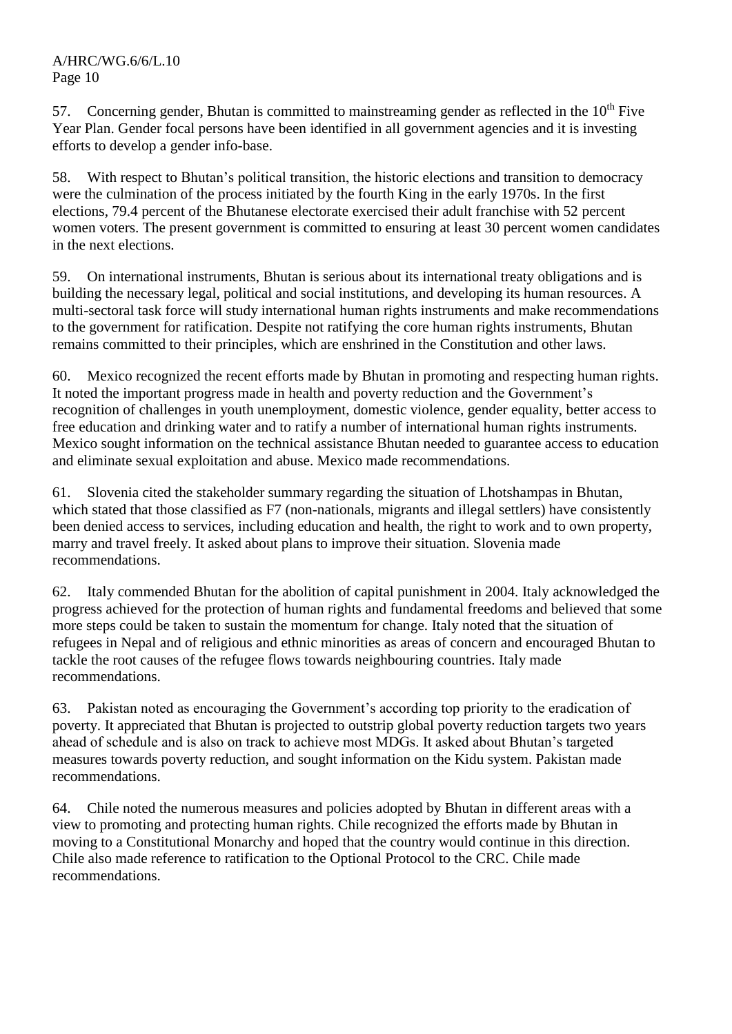57. Concerning gender, Bhutan is committed to mainstreaming gender as reflected in the $10^{th}$ Five Year Plan. Gender focal persons have been identified in all government agencies and it is investing efforts to develop a gender info-base.

58. With respect to Bhutan's political transition, the historic elections and transition to democracy were the culmination of the process initiated by the fourth King in the early 1970s. In the first elections, 79.4 percent of the Bhutanese electorate exercised their adult franchise with 52 percent women voters. The present government is committed to ensuring at least 30 percent women candidates in the next elections.

59. On international instruments, Bhutan is serious about its international treaty obligations and is building the necessary legal, political and social institutions, and developing its human resources. A multi-sectoral task force will study international human rights instruments and make recommendations to the government for ratification. Despite not ratifying the core human rights instruments, Bhutan remains committed to their principles, which are enshrined in the Constitution and other laws.

60. Mexico recognized the recent efforts made by Bhutan in promoting and respecting human rights. It noted the important progress made in health and poverty reduction and the Government's recognition of challenges in youth unemployment, domestic violence, gender equality, better access to free education and drinking water and to ratify a number of international human rights instruments. Mexico sought information on the technical assistance Bhutan needed to guarantee access to education and eliminate sexual exploitation and abuse. Mexico made recommendations.

61. Slovenia cited the stakeholder summary regarding the situation of Lhotshampas in Bhutan, which stated that those classified as F7 (non-nationals, migrants and illegal settlers) have consistently been denied access to services, including education and health, the right to work and to own property, marry and travel freely. It asked about plans to improve their situation. Slovenia made recommendations.

62. Italy commended Bhutan for the abolition of capital punishment in 2004. Italy acknowledged the progress achieved for the protection of human rights and fundamental freedoms and believed that some more steps could be taken to sustain the momentum for change. Italy noted that the situation of refugees in Nepal and of religious and ethnic minorities as areas of concern and encouraged Bhutan to tackle the root causes of the refugee flows towards neighbouring countries. Italy made recommendations.

63. Pakistan noted as encouraging the Government's according top priority to the eradication of poverty. It appreciated that Bhutan is projected to outstrip global poverty reduction targets two years ahead of schedule and is also on track to achieve most MDGs. It asked about Bhutan's targeted measures towards poverty reduction, and sought information on the Kidu system. Pakistan made recommendations.

64. Chile noted the numerous measures and policies adopted by Bhutan in different areas with a view to promoting and protecting human rights. Chile recognized the efforts made by Bhutan in moving to a Constitutional Monarchy and hoped that the country would continue in this direction. Chile also made reference to ratification to the Optional Protocol to the CRC. Chile made recommendations.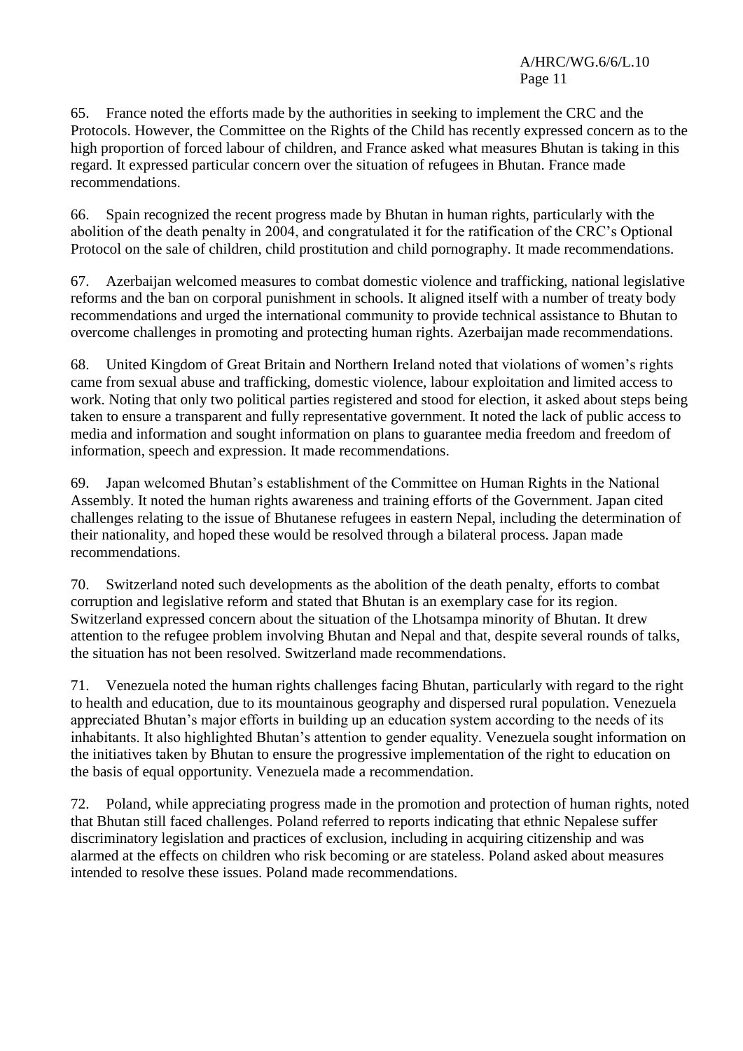65. France noted the efforts made by the authorities in seeking to implement the CRC and the Protocols. However, the Committee on the Rights of the Child has recently expressed concern as to the high proportion of forced labour of children, and France asked what measures Bhutan is taking in this regard. It expressed particular concern over the situation of refugees in Bhutan. France made recommendations.

66. Spain recognized the recent progress made by Bhutan in human rights, particularly with the abolition of the death penalty in 2004, and congratulated it for the ratification of the CRC's Optional Protocol on the sale of children, child prostitution and child pornography. It made recommendations.

67. Azerbaijan welcomed measures to combat domestic violence and trafficking, national legislative reforms and the ban on corporal punishment in schools. It aligned itself with a number of treaty body recommendations and urged the international community to provide technical assistance to Bhutan to overcome challenges in promoting and protecting human rights. Azerbaijan made recommendations.

68. United Kingdom of Great Britain and Northern Ireland noted that violations of women's rights came from sexual abuse and trafficking, domestic violence, labour exploitation and limited access to work. Noting that only two political parties registered and stood for election, it asked about steps being taken to ensure a transparent and fully representative government. It noted the lack of public access to media and information and sought information on plans to guarantee media freedom and freedom of information, speech and expression. It made recommendations.

69. Japan welcomed Bhutan's establishment of the Committee on Human Rights in the National Assembly. It noted the human rights awareness and training efforts of the Government. Japan cited challenges relating to the issue of Bhutanese refugees in eastern Nepal, including the determination of their nationality, and hoped these would be resolved through a bilateral process. Japan made recommendations.

70. Switzerland noted such developments as the abolition of the death penalty, efforts to combat corruption and legislative reform and stated that Bhutan is an exemplary case for its region. Switzerland expressed concern about the situation of the Lhotsampa minority of Bhutan. It drew attention to the refugee problem involving Bhutan and Nepal and that, despite several rounds of talks, the situation has not been resolved. Switzerland made recommendations.

71. Venezuela noted the human rights challenges facing Bhutan, particularly with regard to the right to health and education, due to its mountainous geography and dispersed rural population. Venezuela appreciated Bhutan's major efforts in building up an education system according to the needs of its inhabitants. It also highlighted Bhutan's attention to gender equality. Venezuela sought information on the initiatives taken by Bhutan to ensure the progressive implementation of the right to education on the basis of equal opportunity. Venezuela made a recommendation.

72. Poland, while appreciating progress made in the promotion and protection of human rights, noted that Bhutan still faced challenges. Poland referred to reports indicating that ethnic Nepalese suffer discriminatory legislation and practices of exclusion, including in acquiring citizenship and was alarmed at the effects on children who risk becoming or are stateless. Poland asked about measures intended to resolve these issues. Poland made recommendations.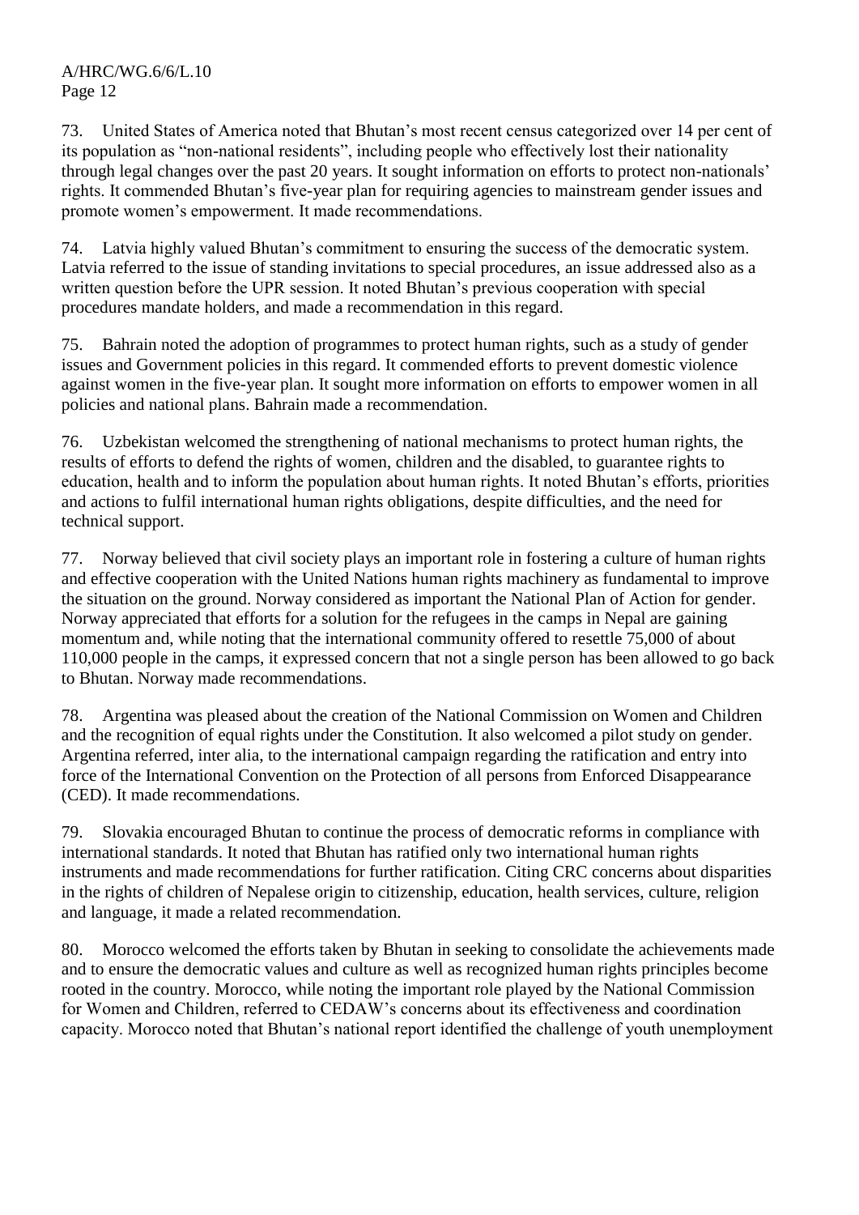73. United States of America noted that Bhutan's most recent census categorized over 14 per cent of its population as "non-national residents", including people who effectively lost their nationality through legal changes over the past 20 years. It sought information on efforts to protect non-nationals' rights. It commended Bhutan's five-year plan for requiring agencies to mainstream gender issues and promote women's empowerment. It made recommendations.

74. Latvia highly valued Bhutan's commitment to ensuring the success of the democratic system. Latvia referred to the issue of standing invitations to special procedures, an issue addressed also as a written question before the UPR session. It noted Bhutan's previous cooperation with special procedures mandate holders, and made a recommendation in this regard.

75. Bahrain noted the adoption of programmes to protect human rights, such as a study of gender issues and Government policies in this regard. It commended efforts to prevent domestic violence against women in the five-year plan. It sought more information on efforts to empower women in all policies and national plans. Bahrain made a recommendation.

76. Uzbekistan welcomed the strengthening of national mechanisms to protect human rights, the results of efforts to defend the rights of women, children and the disabled, to guarantee rights to education, health and to inform the population about human rights. It noted Bhutan's efforts, priorities and actions to fulfil international human rights obligations, despite difficulties, and the need for technical support.

77. Norway believed that civil society plays an important role in fostering a culture of human rights and effective cooperation with the United Nations human rights machinery as fundamental to improve the situation on the ground. Norway considered as important the National Plan of Action for gender. Norway appreciated that efforts for a solution for the refugees in the camps in Nepal are gaining momentum and, while noting that the international community offered to resettle 75,000 of about 110,000 people in the camps, it expressed concern that not a single person has been allowed to go back to Bhutan. Norway made recommendations.

78. Argentina was pleased about the creation of the National Commission on Women and Children and the recognition of equal rights under the Constitution. It also welcomed a pilot study on gender. Argentina referred, inter alia, to the international campaign regarding the ratification and entry into force of the International Convention on the Protection of all persons from Enforced Disappearance (CED). It made recommendations.

79. Slovakia encouraged Bhutan to continue the process of democratic reforms in compliance with international standards. It noted that Bhutan has ratified only two international human rights instruments and made recommendations for further ratification. Citing CRC concerns about disparities in the rights of children of Nepalese origin to citizenship, education, health services, culture, religion and language, it made a related recommendation.

80. Morocco welcomed the efforts taken by Bhutan in seeking to consolidate the achievements made and to ensure the democratic values and culture as well as recognized human rights principles become rooted in the country. Morocco, while noting the important role played by the National Commission for Women and Children, referred to CEDAW's concerns about its effectiveness and coordination capacity. Morocco noted that Bhutan's national report identified the challenge of youth unemployment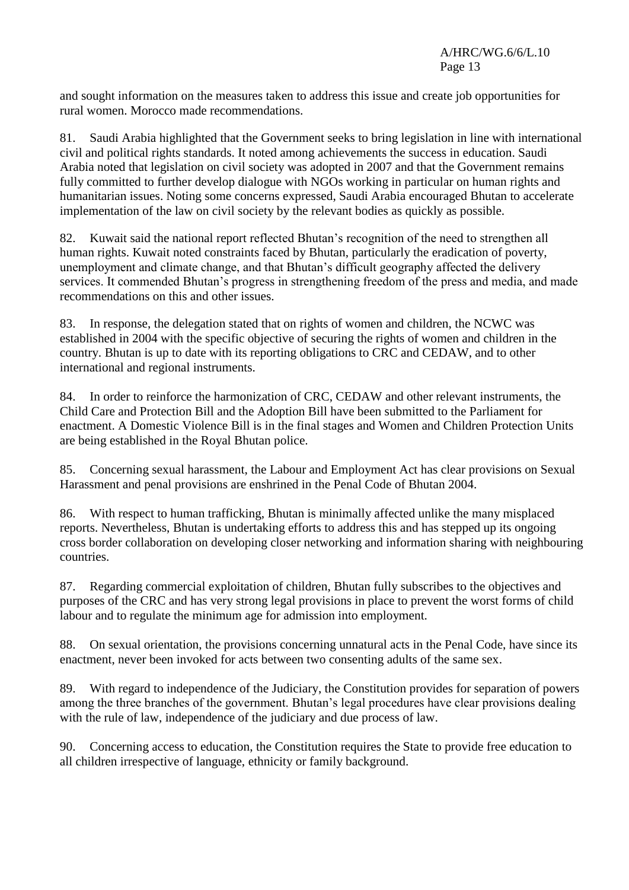and sought information on the measures taken to address this issue and create job opportunities for rural women. Morocco made recommendations.

81. Saudi Arabia highlighted that the Government seeks to bring legislation in line with international civil and political rights standards. It noted among achievements the success in education. Saudi Arabia noted that legislation on civil society was adopted in 2007 and that the Government remains fully committed to further develop dialogue with NGOs working in particular on human rights and humanitarian issues. Noting some concerns expressed, Saudi Arabia encouraged Bhutan to accelerate implementation of the law on civil society by the relevant bodies as quickly as possible.

82. Kuwait said the national report reflected Bhutan's recognition of the need to strengthen all human rights. Kuwait noted constraints faced by Bhutan, particularly the eradication of poverty, unemployment and climate change, and that Bhutan's difficult geography affected the delivery services. It commended Bhutan's progress in strengthening freedom of the press and media, and made recommendations on this and other issues.

83. In response, the delegation stated that on rights of women and children, the NCWC was established in 2004 with the specific objective of securing the rights of women and children in the country. Bhutan is up to date with its reporting obligations to CRC and CEDAW, and to other international and regional instruments.

84. In order to reinforce the harmonization of CRC, CEDAW and other relevant instruments, the Child Care and Protection Bill and the Adoption Bill have been submitted to the Parliament for enactment. A Domestic Violence Bill is in the final stages and Women and Children Protection Units are being established in the Royal Bhutan police.

85. Concerning sexual harassment, the Labour and Employment Act has clear provisions on Sexual Harassment and penal provisions are enshrined in the Penal Code of Bhutan 2004.

86. With respect to human trafficking, Bhutan is minimally affected unlike the many misplaced reports. Nevertheless, Bhutan is undertaking efforts to address this and has stepped up its ongoing cross border collaboration on developing closer networking and information sharing with neighbouring countries.

87. Regarding commercial exploitation of children, Bhutan fully subscribes to the objectives and purposes of the CRC and has very strong legal provisions in place to prevent the worst forms of child labour and to regulate the minimum age for admission into employment.

88. On sexual orientation, the provisions concerning unnatural acts in the Penal Code, have since its enactment, never been invoked for acts between two consenting adults of the same sex.

89. With regard to independence of the Judiciary, the Constitution provides for separation of powers among the three branches of the government. Bhutan's legal procedures have clear provisions dealing with the rule of law, independence of the judiciary and due process of law.

90. Concerning access to education, the Constitution requires the State to provide free education to all children irrespective of language, ethnicity or family background.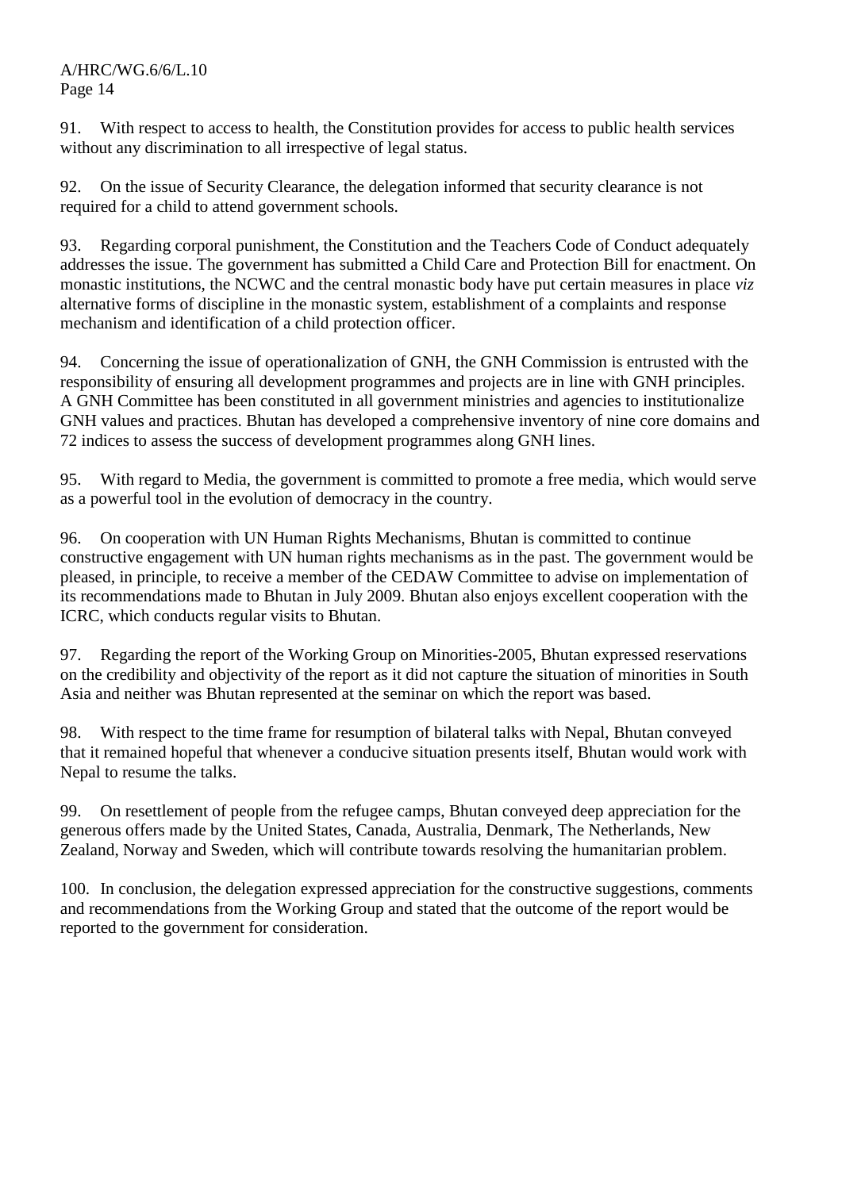91. With respect to access to health, the Constitution provides for access to public health services without any discrimination to all irrespective of legal status.

92. On the issue of Security Clearance, the delegation informed that security clearance is not required for a child to attend government schools.

93. Regarding corporal punishment, the Constitution and the Teachers Code of Conduct adequately addresses the issue. The government has submitted a Child Care and Protection Bill for enactment. On monastic institutions, the NCWC and the central monastic body have put certain measures in place *viz* alternative forms of discipline in the monastic system, establishment of a complaints and response mechanism and identification of a child protection officer.

94. Concerning the issue of operationalization of GNH, the GNH Commission is entrusted with the responsibility of ensuring all development programmes and projects are in line with GNH principles. A GNH Committee has been constituted in all government ministries and agencies to institutionalize GNH values and practices. Bhutan has developed a comprehensive inventory of nine core domains and 72 indices to assess the success of development programmes along GNH lines.

95. With regard to Media, the government is committed to promote a free media, which would serve as a powerful tool in the evolution of democracy in the country.

96. On cooperation with UN Human Rights Mechanisms, Bhutan is committed to continue constructive engagement with UN human rights mechanisms as in the past. The government would be pleased, in principle, to receive a member of the CEDAW Committee to advise on implementation of its recommendations made to Bhutan in July 2009. Bhutan also enjoys excellent cooperation with the ICRC, which conducts regular visits to Bhutan.

97. Regarding the report of the Working Group on Minorities-2005, Bhutan expressed reservations on the credibility and objectivity of the report as it did not capture the situation of minorities in South Asia and neither was Bhutan represented at the seminar on which the report was based.

98. With respect to the time frame for resumption of bilateral talks with Nepal, Bhutan conveyed that it remained hopeful that whenever a conducive situation presents itself, Bhutan would work with Nepal to resume the talks.

99. On resettlement of people from the refugee camps, Bhutan conveyed deep appreciation for the generous offers made by the United States, Canada, Australia, Denmark, The Netherlands, New Zealand, Norway and Sweden, which will contribute towards resolving the humanitarian problem.

100. In conclusion, the delegation expressed appreciation for the constructive suggestions, comments and recommendations from the Working Group and stated that the outcome of the report would be reported to the government for consideration.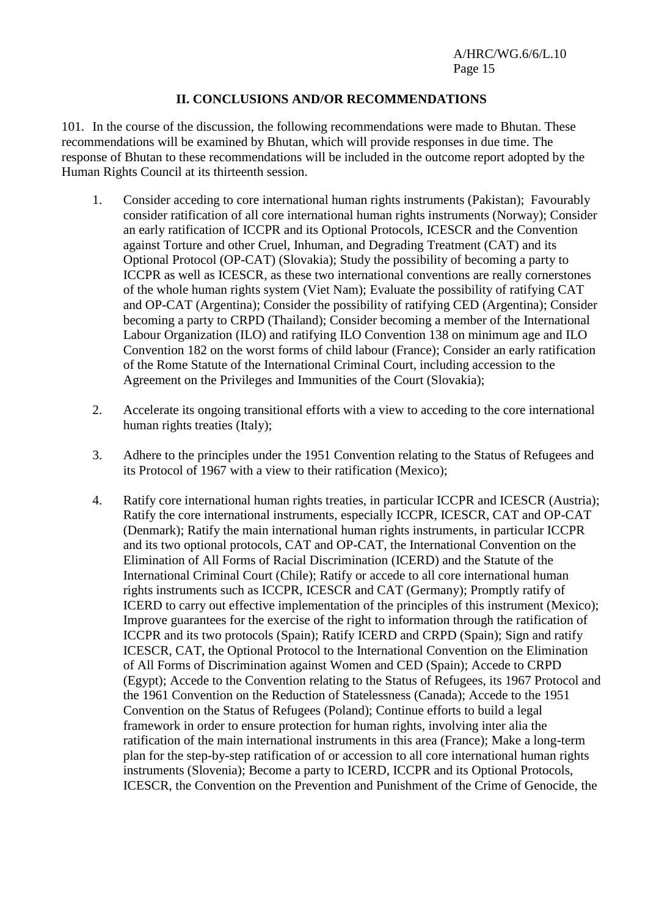## II. CONCLUSIONS AND/OR RECOMMENDATIONS

101. In the course of the discussion, the following recommendations were made to Bhutan. These recommendations will be examined by Bhutan, which will provide responses in due time. The response of Bhutan to these recommendations will be included in the outcome report adopted by the Human Rights Council at its thirteenth session.

1. Consider acceding to core international human rights instruments (Pakistan); Favourably consider ratification of all core international human rights instruments (Norway); Consider an early ratification of ICCPR and its Optional Protocols, ICESCR and the Convention against Torture and other Cruel, Inhuman, and Degrading Treatment (CAT) and its Optional Protocol (OP-CAT) (Slovakia); Study the possibility of becoming a party to ICCPR as well as ICESCR, as these two international conventions are really cornerstones of the whole human rights system (Viet Nam); Evaluate the possibility of ratifying CAT and OP-CAT (Argentina); Consider the possibility of ratifying CED (Argentina); Consider becoming a party to CRPD (Thailand); Consider becoming a member of the International Labour Organization (ILO) and ratifying ILO Convention 138 on minimum age and ILO Convention 182 on the worst forms of child labour (France); Consider an early ratification of the Rome Statute of the International Criminal Court, including accession to the Agreement on the Privileges and Immunities of the Court (Slovakia);

2. Accelerate its ongoing transitional efforts with a view to acceding to the core international human rights treaties (Italy);

3. Adhere to the principles under the 1951 Convention relating to the Status of Refugees and its Protocol of 1967 with a view to their ratification (Mexico);

4. Ratify core international human rights treaties, in particular ICCPR and ICESCR (Austria); Ratify the core international instruments, especially ICCPR, ICESCR, CAT and OP-CAT (Denmark); Ratify the main international human rights instruments, in particular ICCPR and its two optional protocols, CAT and OP-CAT, the International Convention on the Elimination of All Forms of Racial Discrimination (ICERD) and the Statute of the International Criminal Court (Chile); Ratify or accede to all core international human rights instruments such as ICCPR, ICESCR and CAT (Germany); Promptly ratify of ICERD to carry out effective implementation of the principles of this instrument (Mexico); Improve guarantees for the exercise of the right to information through the ratification of ICCPR and its two protocols (Spain); Ratify ICERD and CRPD (Spain); Sign and ratify ICESCR, CAT, the Optional Protocol to the International Convention on the Elimination of All Forms of Discrimination against Women and CED (Spain); Accede to CRPD (Egypt); Accede to the Convention relating to the Status of Refugees, its 1967 Protocol and the 1961 Convention on the Reduction of Statelessness (Canada); Accede to the 1951 Convention on the Status of Refugees (Poland); Continue efforts to build a legal framework in order to ensure protection for human rights, involving inter alia the ratification of the main international instruments in this area (France); Make a long-term plan for the step-by-step ratification of or accession to all core international human rights instruments (Slovenia); Become a party to ICERD, ICCPR and its Optional Protocols, ICESCR, the Convention on the Prevention and Punishment of the Crime of Genocide, the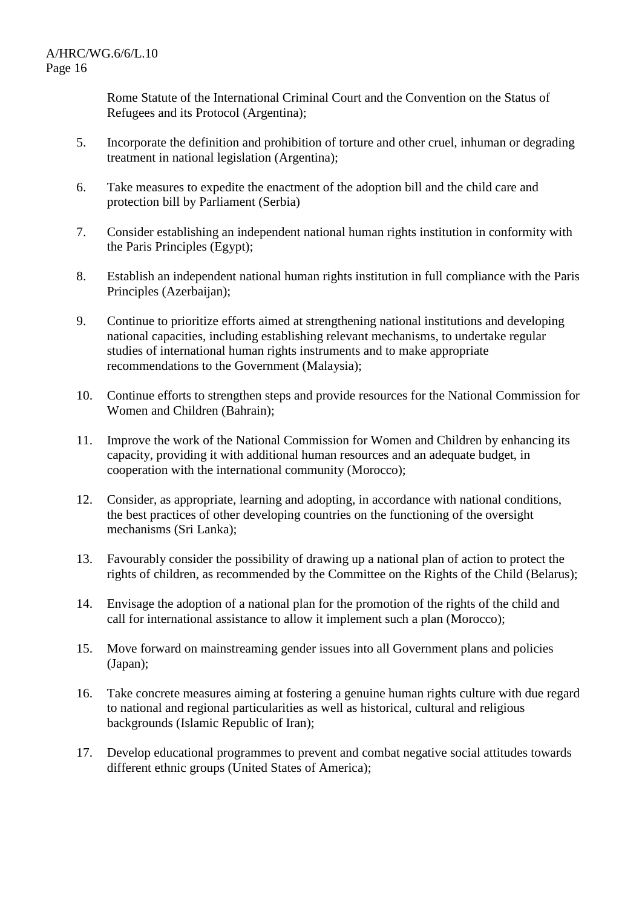Rome Statute of the International Criminal Court and the Convention on the Status of Refugees and its Protocol (Argentina);

5. Incorporate the definition and prohibition of torture and other cruel, inhuman or degrading treatment in national legislation (Argentina);

6. Take measures to expedite the enactment of the adoption bill and the child care and protection bill by Parliament (Serbia)

7. Consider establishing an independent national human rights institution in conformity with the Paris Principles (Egypt);

8. Establish an independent national human rights institution in full compliance with the Paris Principles (Azerbaijan);

9. Continue to prioritize efforts aimed at strengthening national institutions and developing national capacities, including establishing relevant mechanisms, to undertake regular studies of international human rights instruments and to make appropriate recommendations to the Government (Malaysia);

10. Continue efforts to strengthen steps and provide resources for the National Commission for Women and Children (Bahrain);

11. Improve the work of the National Commission for Women and Children by enhancing its capacity, providing it with additional human resources and an adequate budget, in cooperation with the international community (Morocco);

12. Consider, as appropriate, learning and adopting, in accordance with national conditions, the best practices of other developing countries on the functioning of the oversight mechanisms (Sri Lanka);

13. Favourably consider the possibility of drawing up a national plan of action to protect the rights of children, as recommended by the Committee on the Rights of the Child (Belarus);

14. Envisage the adoption of a national plan for the promotion of the rights of the child and call for international assistance to allow it implement such a plan (Morocco);

15. Move forward on mainstreaming gender issues into all Government plans and policies (Japan);

16. Take concrete measures aiming at fostering a genuine human rights culture with due regard to national and regional particularities as well as historical, cultural and religious backgrounds (Islamic Republic of Iran);

17. Develop educational programmes to prevent and combat negative social attitudes towards different ethnic groups (United States of America);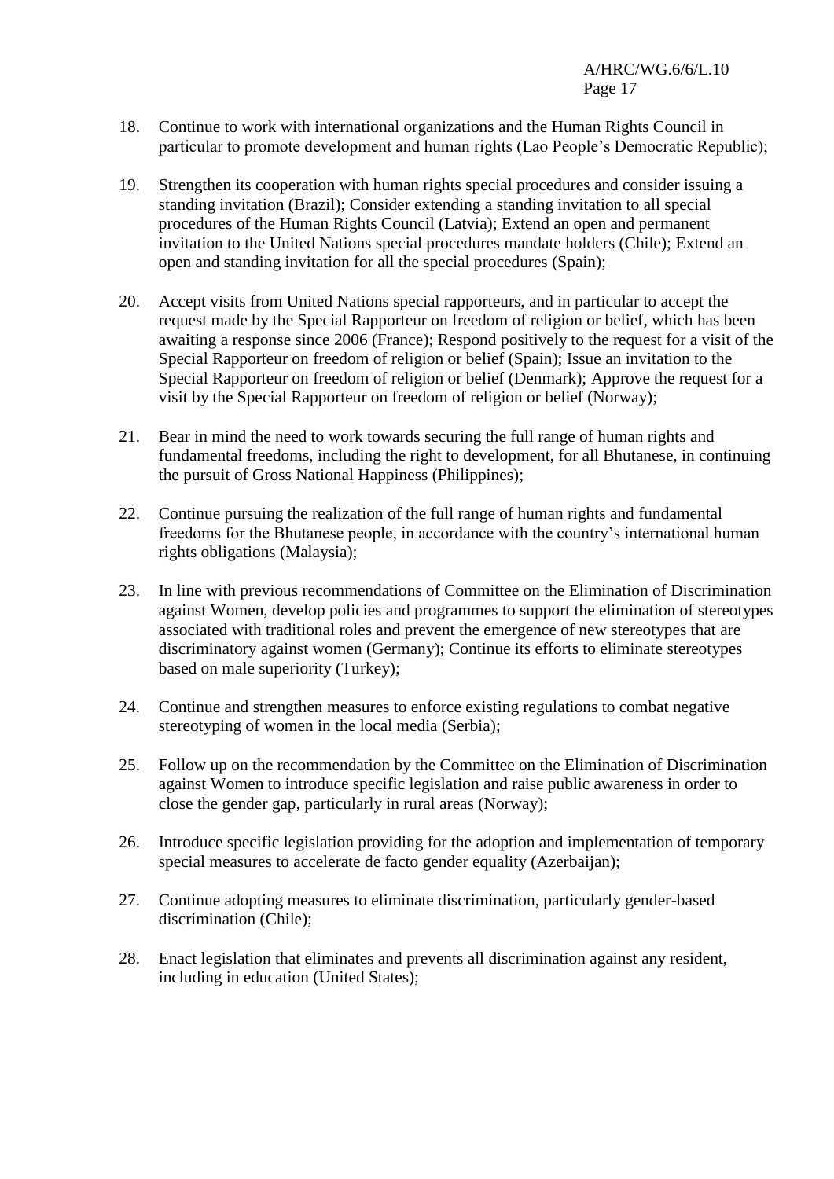18. Continue to work with international organizations and the Human Rights Council in particular to promote development and human rights (Lao People's Democratic Republic);

19. Strengthen its cooperation with human rights special procedures and consider issuing a standing invitation (Brazil); Consider extending a standing invitation to all special procedures of the Human Rights Council (Latvia); Extend an open and permanent invitation to the United Nations special procedures mandate holders (Chile); Extend an open and standing invitation for all the special procedures (Spain);

20. Accept visits from United Nations special rapporteurs, and in particular to accept the request made by the Special Rapporteur on freedom of religion or belief, which has been awaiting a response since 2006 (France); Respond positively to the request for a visit of the Special Rapporteur on freedom of religion or belief (Spain); Issue an invitation to the Special Rapporteur on freedom of religion or belief (Denmark); Approve the request for a visit by the Special Rapporteur on freedom of religion or belief (Norway);

21. Bear in mind the need to work towards securing the full range of human rights and fundamental freedoms, including the right to development, for all Bhutanese, in continuing the pursuit of Gross National Happiness (Philippines);

22. Continue pursuing the realization of the full range of human rights and fundamental freedoms for the Bhutanese people, in accordance with the country's international human rights obligations (Malaysia);

23. In line with previous recommendations of Committee on the Elimination of Discrimination against Women, develop policies and programmes to support the elimination of stereotypes associated with traditional roles and prevent the emergence of new stereotypes that are discriminatory against women (Germany); Continue its efforts to eliminate stereotypes based on male superiority (Turkey);

24. Continue and strengthen measures to enforce existing regulations to combat negative stereotyping of women in the local media (Serbia);

25. Follow up on the recommendation by the Committee on the Elimination of Discrimination against Women to introduce specific legislation and raise public awareness in order to close the gender gap, particularly in rural areas (Norway);

26. Introduce specific legislation providing for the adoption and implementation of temporary special measures to accelerate de facto gender equality (Azerbaijan);

27. Continue adopting measures to eliminate discrimination, particularly gender-based discrimination (Chile);

28. Enact legislation that eliminates and prevents all discrimination against any resident, including in education (United States);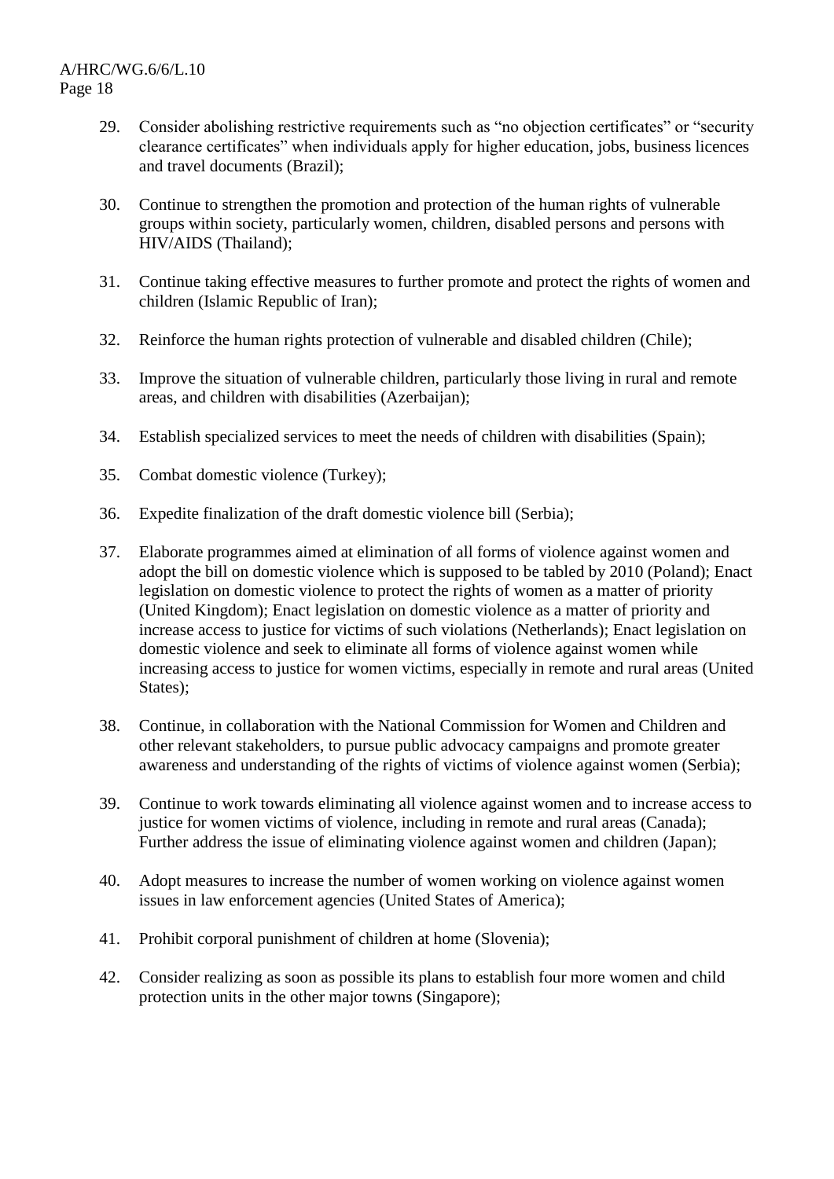29. Consider abolishing restrictive requirements such as "no objection certificates" or "security clearance certificates" when individuals apply for higher education, jobs, business licences and travel documents (Brazil);

30. Continue to strengthen the promotion and protection of the human rights of vulnerable groups within society, particularly women, children, disabled persons and persons with HIV/AIDS (Thailand);

31. Continue taking effective measures to further promote and protect the rights of women and children (Islamic Republic of Iran);

32. Reinforce the human rights protection of vulnerable and disabled children (Chile);

33. Improve the situation of vulnerable children, particularly those living in rural and remote areas, and children with disabilities (Azerbaijan);

34. Establish specialized services to meet the needs of children with disabilities (Spain);

35. Combat domestic violence (Turkey);

36. Expedite finalization of the draft domestic violence bill (Serbia);

37. Elaborate programmes aimed at elimination of all forms of violence against women and adopt the bill on domestic violence which is supposed to be tabled by 2010 (Poland); Enact legislation on domestic violence to protect the rights of women as a matter of priority (United Kingdom); Enact legislation on domestic violence as a matter of priority and increase access to justice for victims of such violations (Netherlands); Enact legislation on domestic violence and seek to eliminate all forms of violence against women while increasing access to justice for women victims, especially in remote and rural areas (United States);

38. Continue, in collaboration with the National Commission for Women and Children and other relevant stakeholders, to pursue public advocacy campaigns and promote greater awareness and understanding of the rights of victims of violence against women (Serbia);

39. Continue to work towards eliminating all violence against women and to increase access to justice for women victims of violence, including in remote and rural areas (Canada); Further address the issue of eliminating violence against women and children (Japan);

40. Adopt measures to increase the number of women working on violence against women issues in law enforcement agencies (United States of America);

41. Prohibit corporal punishment of children at home (Slovenia);

42. Consider realizing as soon as possible its plans to establish four more women and child protection units in the other major towns (Singapore);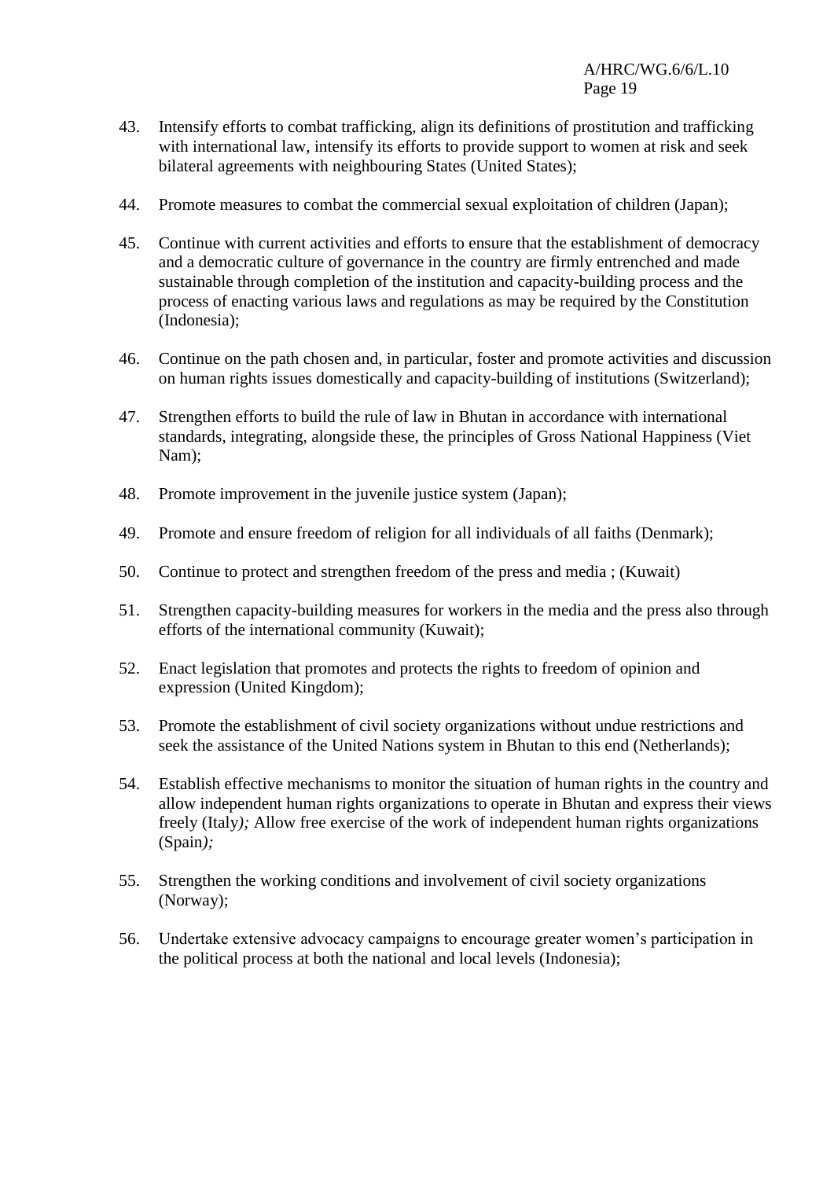43. Intensify efforts to combat trafficking, align its definitions of prostitution and trafficking with international law, intensify its efforts to provide support to women at risk and seek bilateral agreements with neighbouring States (United States);

44. Promote measures to combat the commercial sexual exploitation of children (Japan);

45. Continue with current activities and efforts to ensure that the establishment of democracy and a democratic culture of governance in the country are firmly entrenched and made sustainable through completion of the institution and capacity-building process and the process of enacting various laws and regulations as may be required by the Constitution (Indonesia);

46. Continue on the path chosen and, in particular, foster and promote activities and discussion on human rights issues domestically and capacity-building of institutions (Switzerland);

47. Strengthen efforts to build the rule of law in Bhutan in accordance with international standards, integrating, alongside these, the principles of Gross National Happiness (Viet Nam);

48. Promote improvement in the juvenile justice system (Japan);

49. Promote and ensure freedom of religion for all individuals of all faiths (Denmark);

50. Continue to protect and strengthen freedom of the press and media ; (Kuwait)

51. Strengthen capacity-building measures for workers in the media and the press also through efforts of the international community (Kuwait);

52. Enact legislation that promotes and protects the rights to freedom of opinion and expression (United Kingdom);

53. Promote the establishment of civil society organizations without undue restrictions and seek the assistance of the United Nations system in Bhutan to this end (Netherlands);

54. Establish effective mechanisms to monitor the situation of human rights in the country and allow independent human rights organizations to operate in Bhutan and express their views freely (Italy*);* Allow free exercise of the work of independent human rights organizations (Spain*);*

55. Strengthen the working conditions and involvement of civil society organizations (Norway);

56. Undertake extensive advocacy campaigns to encourage greater women's participation in the political process at both the national and local levels (Indonesia);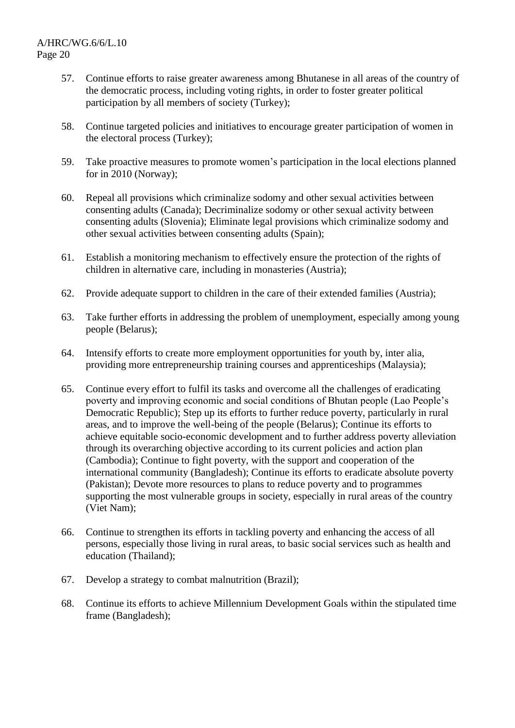57. Continue efforts to raise greater awareness among Bhutanese in all areas of the country of the democratic process, including voting rights, in order to foster greater political participation by all members of society (Turkey);

58. Continue targeted policies and initiatives to encourage greater participation of women in the electoral process (Turkey);

59. Take proactive measures to promote women's participation in the local elections planned for in 2010 (Norway);

60. Repeal all provisions which criminalize sodomy and other sexual activities between consenting adults (Canada); Decriminalize sodomy or other sexual activity between consenting adults (Slovenia); Eliminate legal provisions which criminalize sodomy and other sexual activities between consenting adults (Spain);

61. Establish a monitoring mechanism to effectively ensure the protection of the rights of children in alternative care, including in monasteries (Austria);

62. Provide adequate support to children in the care of their extended families (Austria);

63. Take further efforts in addressing the problem of unemployment, especially among young people (Belarus);

64. Intensify efforts to create more employment opportunities for youth by, inter alia, providing more entrepreneurship training courses and apprenticeships (Malaysia);

65. Continue every effort to fulfil its tasks and overcome all the challenges of eradicating poverty and improving economic and social conditions of Bhutan people (Lao People's Democratic Republic); Step up its efforts to further reduce poverty, particularly in rural areas, and to improve the well-being of the people (Belarus); Continue its efforts to achieve equitable socio-economic development and to further address poverty alleviation through its overarching objective according to its current policies and action plan (Cambodia); Continue to fight poverty, with the support and cooperation of the international community (Bangladesh); Continue its efforts to eradicate absolute poverty (Pakistan); Devote more resources to plans to reduce poverty and to programmes supporting the most vulnerable groups in society, especially in rural areas of the country (Viet Nam);

66. Continue to strengthen its efforts in tackling poverty and enhancing the access of all persons, especially those living in rural areas, to basic social services such as health and education (Thailand);

67. Develop a strategy to combat malnutrition (Brazil);

68. Continue its efforts to achieve Millennium Development Goals within the stipulated time frame (Bangladesh);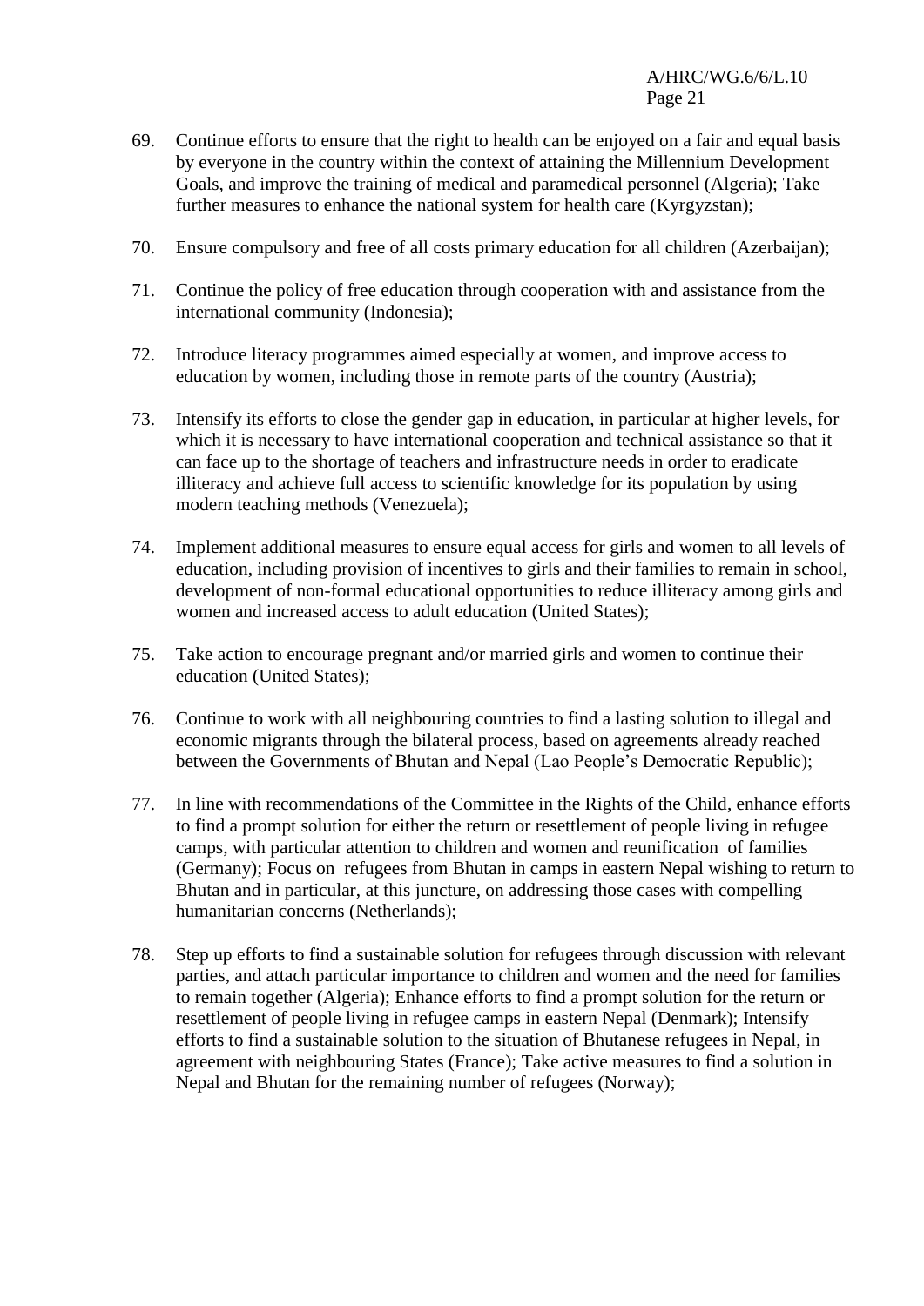69. Continue efforts to ensure that the right to health can be enjoyed on a fair and equal basis by everyone in the country within the context of attaining the Millennium Development Goals, and improve the training of medical and paramedical personnel (Algeria); Take further measures to enhance the national system for health care (Kyrgyzstan);

70. Ensure compulsory and free of all costs primary education for all children (Azerbaijan);

71. Continue the policy of free education through cooperation with and assistance from the international community (Indonesia);

72. Introduce literacy programmes aimed especially at women, and improve access to education by women, including those in remote parts of the country (Austria);

73. Intensify its efforts to close the gender gap in education, in particular at higher levels, for which it is necessary to have international cooperation and technical assistance so that it can face up to the shortage of teachers and infrastructure needs in order to eradicate illiteracy and achieve full access to scientific knowledge for its population by using modern teaching methods (Venezuela);

74. Implement additional measures to ensure equal access for girls and women to all levels of education, including provision of incentives to girls and their families to remain in school, development of non-formal educational opportunities to reduce illiteracy among girls and women and increased access to adult education (United States);

75. Take action to encourage pregnant and/or married girls and women to continue their education (United States);

76. Continue to work with all neighbouring countries to find a lasting solution to illegal and economic migrants through the bilateral process, based on agreements already reached between the Governments of Bhutan and Nepal (Lao People's Democratic Republic);

77. In line with recommendations of the Committee in the Rights of the Child, enhance efforts to find a prompt solution for either the return or resettlement of people living in refugee camps, with particular attention to children and women and reunification of families (Germany); Focus on refugees from Bhutan in camps in eastern Nepal wishing to return to Bhutan and in particular, at this juncture, on addressing those cases with compelling humanitarian concerns (Netherlands);

78. Step up efforts to find a sustainable solution for refugees through discussion with relevant parties, and attach particular importance to children and women and the need for families to remain together (Algeria); Enhance efforts to find a prompt solution for the return or resettlement of people living in refugee camps in eastern Nepal (Denmark); Intensify efforts to find a sustainable solution to the situation of Bhutanese refugees in Nepal, in agreement with neighbouring States (France); Take active measures to find a solution in Nepal and Bhutan for the remaining number of refugees (Norway);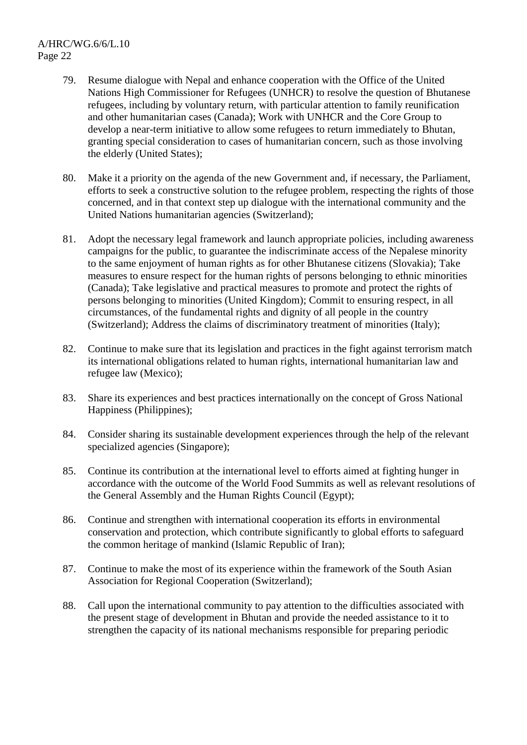79. Resume dialogue with Nepal and enhance cooperation with the Office of the United Nations High Commissioner for Refugees (UNHCR) to resolve the question of Bhutanese refugees, including by voluntary return, with particular attention to family reunification and other humanitarian cases (Canada); Work with UNHCR and the Core Group to develop a near-term initiative to allow some refugees to return immediately to Bhutan, granting special consideration to cases of humanitarian concern, such as those involving the elderly (United States);

80. Make it a priority on the agenda of the new Government and, if necessary, the Parliament, efforts to seek a constructive solution to the refugee problem, respecting the rights of those concerned, and in that context step up dialogue with the international community and the United Nations humanitarian agencies (Switzerland);

81. Adopt the necessary legal framework and launch appropriate policies, including awareness campaigns for the public, to guarantee the indiscriminate access of the Nepalese minority to the same enjoyment of human rights as for other Bhutanese citizens (Slovakia); Take measures to ensure respect for the human rights of persons belonging to ethnic minorities (Canada); Take legislative and practical measures to promote and protect the rights of persons belonging to minorities (United Kingdom); Commit to ensuring respect, in all circumstances, of the fundamental rights and dignity of all people in the country (Switzerland); Address the claims of discriminatory treatment of minorities (Italy);

82. Continue to make sure that its legislation and practices in the fight against terrorism match its international obligations related to human rights, international humanitarian law and refugee law (Mexico);

83. Share its experiences and best practices internationally on the concept of Gross National Happiness (Philippines);

84. Consider sharing its sustainable development experiences through the help of the relevant specialized agencies (Singapore);

85. Continue its contribution at the international level to efforts aimed at fighting hunger in accordance with the outcome of the World Food Summits as well as relevant resolutions of the General Assembly and the Human Rights Council (Egypt);

86. Continue and strengthen with international cooperation its efforts in environmental conservation and protection, which contribute significantly to global efforts to safeguard the common heritage of mankind (Islamic Republic of Iran);

87. Continue to make the most of its experience within the framework of the South Asian Association for Regional Cooperation (Switzerland);

88. Call upon the international community to pay attention to the difficulties associated with the present stage of development in Bhutan and provide the needed assistance to it to strengthen the capacity of its national mechanisms responsible for preparing periodic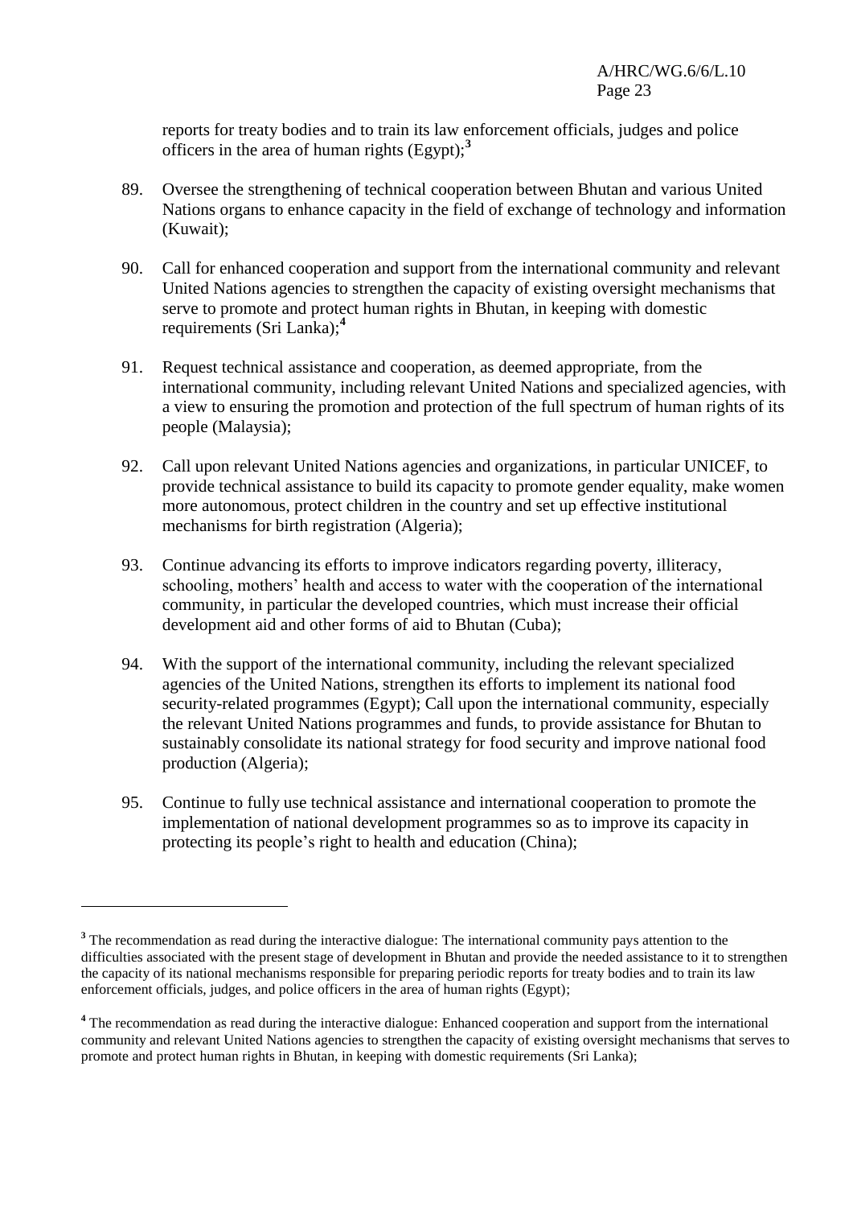reports for treaty bodies and to train its law enforcement officials, judges and police officers in the area of human rights (Egypt);[3]

89. Oversee the strengthening of technical cooperation between Bhutan and various United Nations organs to enhance capacity in the field of exchange of technology and information (Kuwait);

90. Call for enhanced cooperation and support from the international community and relevant United Nations agencies to strengthen the capacity of existing oversight mechanisms that serve to promote and protect human rights in Bhutan, in keeping with domestic requirements (Sri Lanka);[4]

91. Request technical assistance and cooperation, as deemed appropriate, from the international community, including relevant United Nations and specialized agencies, with a view to ensuring the promotion and protection of the full spectrum of human rights of its people (Malaysia);

92. Call upon relevant United Nations agencies and organizations, in particular UNICEF, to provide technical assistance to build its capacity to promote gender equality, make women more autonomous, protect children in the country and set up effective institutional mechanisms for birth registration (Algeria);

93. Continue advancing its efforts to improve indicators regarding poverty, illiteracy, schooling, mothers' health and access to water with the cooperation of the international community, in particular the developed countries, which must increase their official development aid and other forms of aid to Bhutan (Cuba);

94. With the support of the international community, including the relevant specialized agencies of the United Nations, strengthen its efforts to implement its national food security-related programmes (Egypt); Call upon the international community, especially the relevant United Nations programmes and funds, to provide assistance for Bhutan to sustainably consolidate its national strategy for food security and improve national food production (Algeria);

95. Continue to fully use technical assistance and international cooperation to promote the implementation of national development programmes so as to improve its capacity in protecting its people's right to health and education (China);

---

[3] The recommendation as read during the interactive dialogue: The international community pays attention to the difficulties associated with the present stage of development in Bhutan and provide the needed assistance to it to strengthen the capacity of its national mechanisms responsible for preparing periodic reports for treaty bodies and to train its law enforcement officials, judges, and police officers in the area of human rights (Egypt);

[4] The recommendation as read during the interactive dialogue: Enhanced cooperation and support from the international community and relevant United Nations agencies to strengthen the capacity of existing oversight mechanisms that serves to promote and protect human rights in Bhutan, in keeping with domestic requirements (Sri Lanka);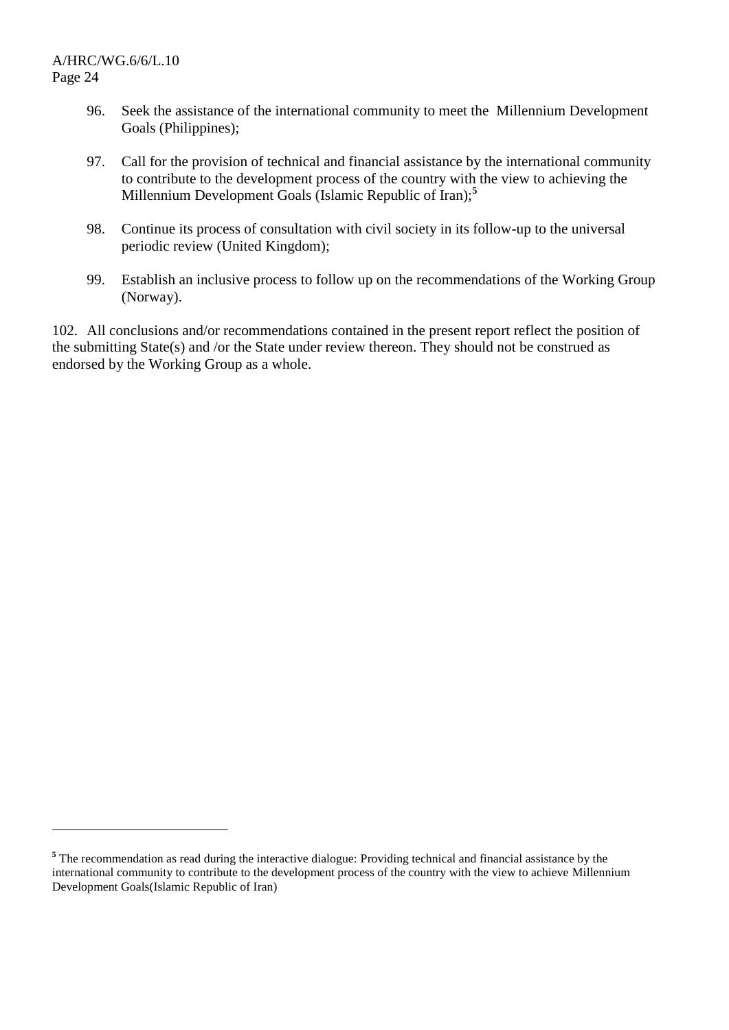96. Seek the assistance of the international community to meet the  Millennium Development Goals (Philippines);

97. Call for the provision of technical and financial assistance by the international community to contribute to the development process of the country with the view to achieving the Millennium Development Goals (Islamic Republic of Iran);[5]

98. Continue its process of consultation with civil society in its follow-up to the universal periodic review (United Kingdom);

99. Establish an inclusive process to follow up on the recommendations of the Working Group (Norway).

102. All conclusions and/or recommendations contained in the present report reflect the position of the submitting State(s) and /or the State under review thereon. They should not be construed as endorsed by the Working Group as a whole.

---

[5] The recommendation as read during the interactive dialogue: Providing technical and financial assistance by the international community to contribute to the development process of the country with the view to achieve Millennium Development Goals(Islamic Republic of Iran)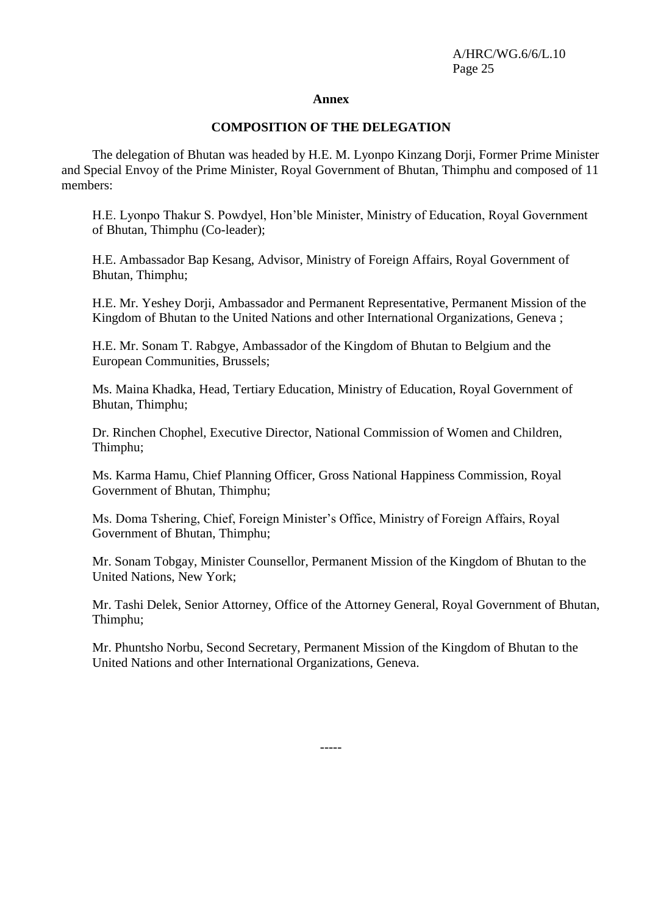## Annex

### COMPOSITION OF THE DELEGATION

The delegation of Bhutan was headed by H.E. M. Lyonpo Kinzang Dorji, Former Prime Minister and Special Envoy of the Prime Minister, Royal Government of Bhutan, Thimphu and composed of 11 members:

H.E. Lyonpo Thakur S. Powdyel, Hon'ble Minister, Ministry of Education, Royal Government of Bhutan, Thimphu (Co-leader);

H.E. Ambassador Bap Kesang, Advisor, Ministry of Foreign Affairs, Royal Government of Bhutan, Thimphu;

H.E. Mr. Yeshey Dorji, Ambassador and Permanent Representative, Permanent Mission of the Kingdom of Bhutan to the United Nations and other International Organizations, Geneva ;

H.E. Mr. Sonam T. Rabgye, Ambassador of the Kingdom of Bhutan to Belgium and the European Communities, Brussels;

Ms. Maina Khadka, Head, Tertiary Education, Ministry of Education, Royal Government of Bhutan, Thimphu;

Dr. Rinchen Chophel, Executive Director, National Commission of Women and Children, Thimphu;

Ms. Karma Hamu, Chief Planning Officer, Gross National Happiness Commission, Royal Government of Bhutan, Thimphu;

Ms. Doma Tshering, Chief, Foreign Minister's Office, Ministry of Foreign Affairs, Royal Government of Bhutan, Thimphu;

Mr. Sonam Tobgay, Minister Counsellor, Permanent Mission of the Kingdom of Bhutan to the United Nations, New York;

Mr. Tashi Delek, Senior Attorney, Office of the Attorney General, Royal Government of Bhutan, Thimphu;

Mr. Phuntsho Norbu, Second Secretary, Permanent Mission of the Kingdom of Bhutan to the United Nations and other International Organizations, Geneva.

-----